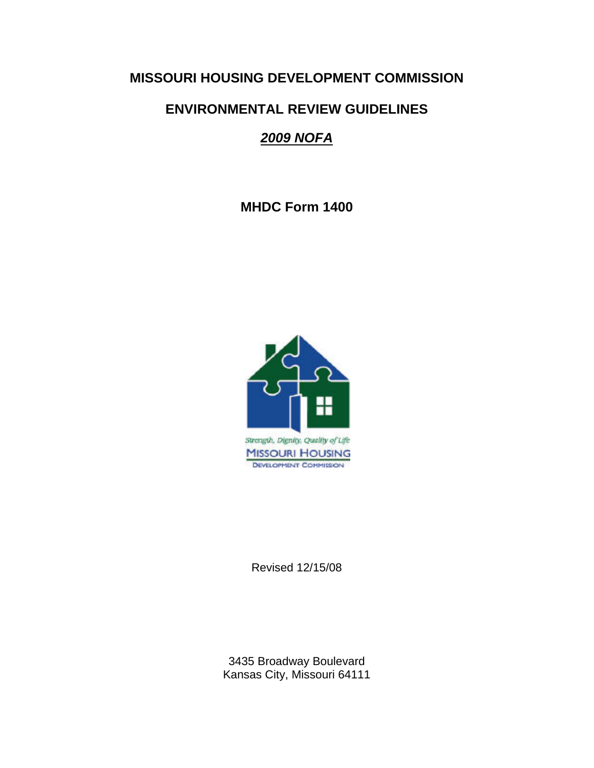# MISSOURI HOUSING DEVELOPMENT COMMISSION

## ENVIRONMENTAL REVIEW GUIDELINES

## *2009 NOFA*

**MHDC Form 1400**

Strength, Dignity, Quality of Life

MISSOURI HOUSING

DEVELOPMENT COMMISSION

Revised 12/15/08

3435 Broadway Boulevard
Kansas City, Missouri 64111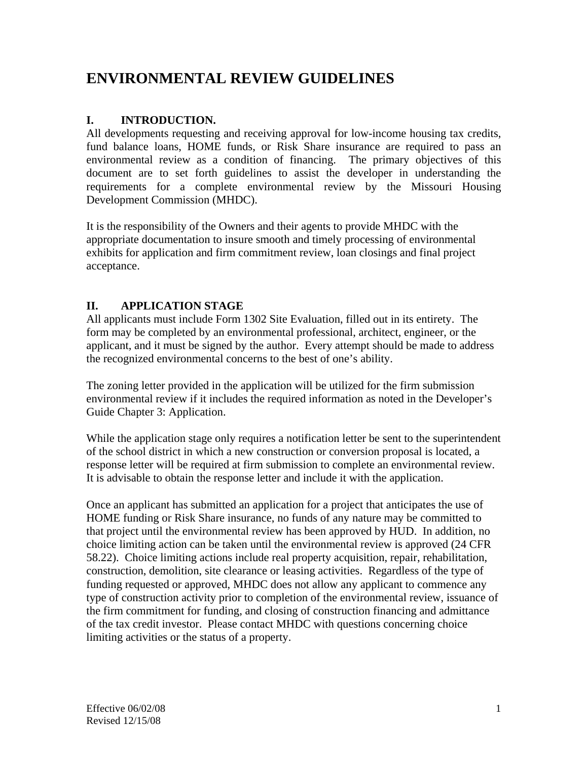# ENVIRONMENTAL REVIEW GUIDELINES

## I. INTRODUCTION.

All developments requesting and receiving approval for low-income housing tax credits, fund balance loans, HOME funds, or Risk Share insurance are required to pass an environmental review as a condition of financing. The primary objectives of this document are to set forth guidelines to assist the developer in understanding the requirements for a complete environmental review by the Missouri Housing Development Commission (MHDC).

It is the responsibility of the Owners and their agents to provide MHDC with the appropriate documentation to insure smooth and timely processing of environmental exhibits for application and firm commitment review, loan closings and final project acceptance.

## II. APPLICATION STAGE

All applicants must include Form 1302 Site Evaluation, filled out in its entirety. The form may be completed by an environmental professional, architect, engineer, or the applicant, and it must be signed by the author. Every attempt should be made to address the recognized environmental concerns to the best of one's ability.

The zoning letter provided in the application will be utilized for the firm submission environmental review if it includes the required information as noted in the Developer's Guide Chapter 3: Application.

While the application stage only requires a notification letter be sent to the superintendent of the school district in which a new construction or conversion proposal is located, a response letter will be required at firm submission to complete an environmental review. It is advisable to obtain the response letter and include it with the application.

Once an applicant has submitted an application for a project that anticipates the use of HOME funding or Risk Share insurance, no funds of any nature may be committed to that project until the environmental review has been approved by HUD. In addition, no choice limiting action can be taken until the environmental review is approved (24 CFR 58.22). Choice limiting actions include real property acquisition, repair, rehabilitation, construction, demolition, site clearance or leasing activities. Regardless of the type of funding requested or approved, MHDC does not allow any applicant to commence any type of construction activity prior to completion of the environmental review, issuance of the firm commitment for funding, and closing of construction financing and admittance of the tax credit investor. Please contact MHDC with questions concerning choice limiting activities or the status of a property.

Effective 06/02/08
Revised 12/15/08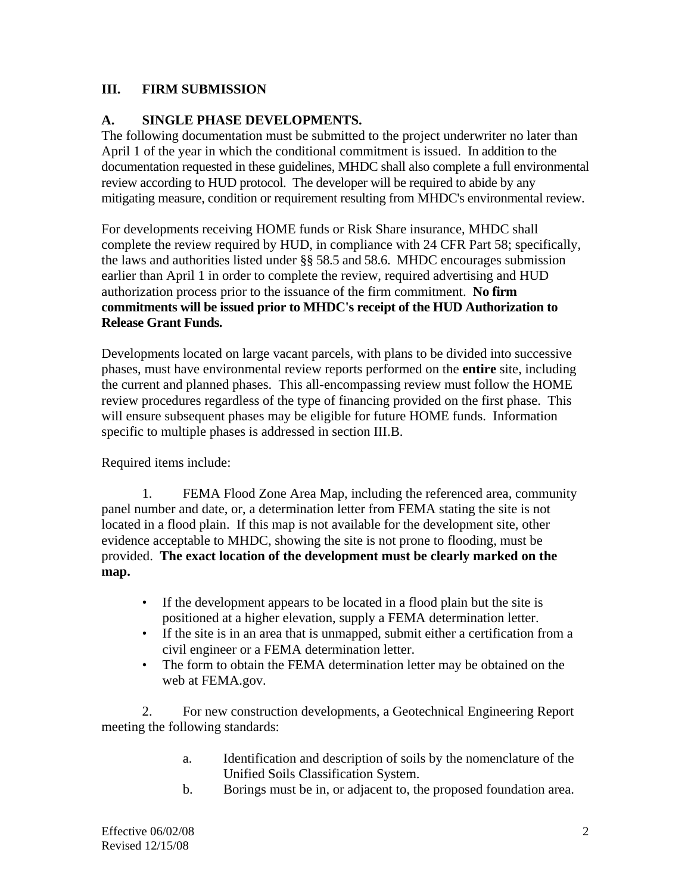## III. FIRM SUBMISSION

### A. SINGLE PHASE DEVELOPMENTS.

The following documentation must be submitted to the project underwriter no later than April 1 of the year in which the conditional commitment is issued. In addition to the documentation requested in these guidelines, MHDC shall also complete a full environmental review according to HUD protocol. The developer will be required to abide by any mitigating measure, condition or requirement resulting from MHDC's environmental review.

For developments receiving HOME funds or Risk Share insurance, MHDC shall complete the review required by HUD, in compliance with 24 CFR Part 58; specifically, the laws and authorities listed under §§ 58.5 and 58.6. MHDC encourages submission earlier than April 1 in order to complete the review, required advertising and HUD authorization process prior to the issuance of the firm commitment. **No firm commitments will be issued prior to MHDC's receipt of the HUD Authorization to Release Grant Funds.**

Developments located on large vacant parcels, with plans to be divided into successive phases, must have environmental review reports performed on the **entire** site, including the current and planned phases. This all-encompassing review must follow the HOME review procedures regardless of the type of financing provided on the first phase. This will ensure subsequent phases may be eligible for future HOME funds. Information specific to multiple phases is addressed in section III.B.

Required items include:

1. FEMA Flood Zone Area Map, including the referenced area, community panel number and date, or, a determination letter from FEMA stating the site is not located in a flood plain. If this map is not available for the development site, other evidence acceptable to MHDC, showing the site is not prone to flooding, must be provided. **The exact location of the development must be clearly marked on the map.**

   - If the development appears to be located in a flood plain but the site is positioned at a higher elevation, supply a FEMA determination letter.
   - If the site is in an area that is unmapped, submit either a certification from a civil engineer or a FEMA determination letter.
   - The form to obtain the FEMA determination letter may be obtained on the web at FEMA.gov.

2. For new construction developments, a Geotechnical Engineering Report meeting the following standards:

   a. Identification and description of soils by the nomenclature of the Unified Soils Classification System.

   b. Borings must be in, or adjacent to, the proposed foundation area.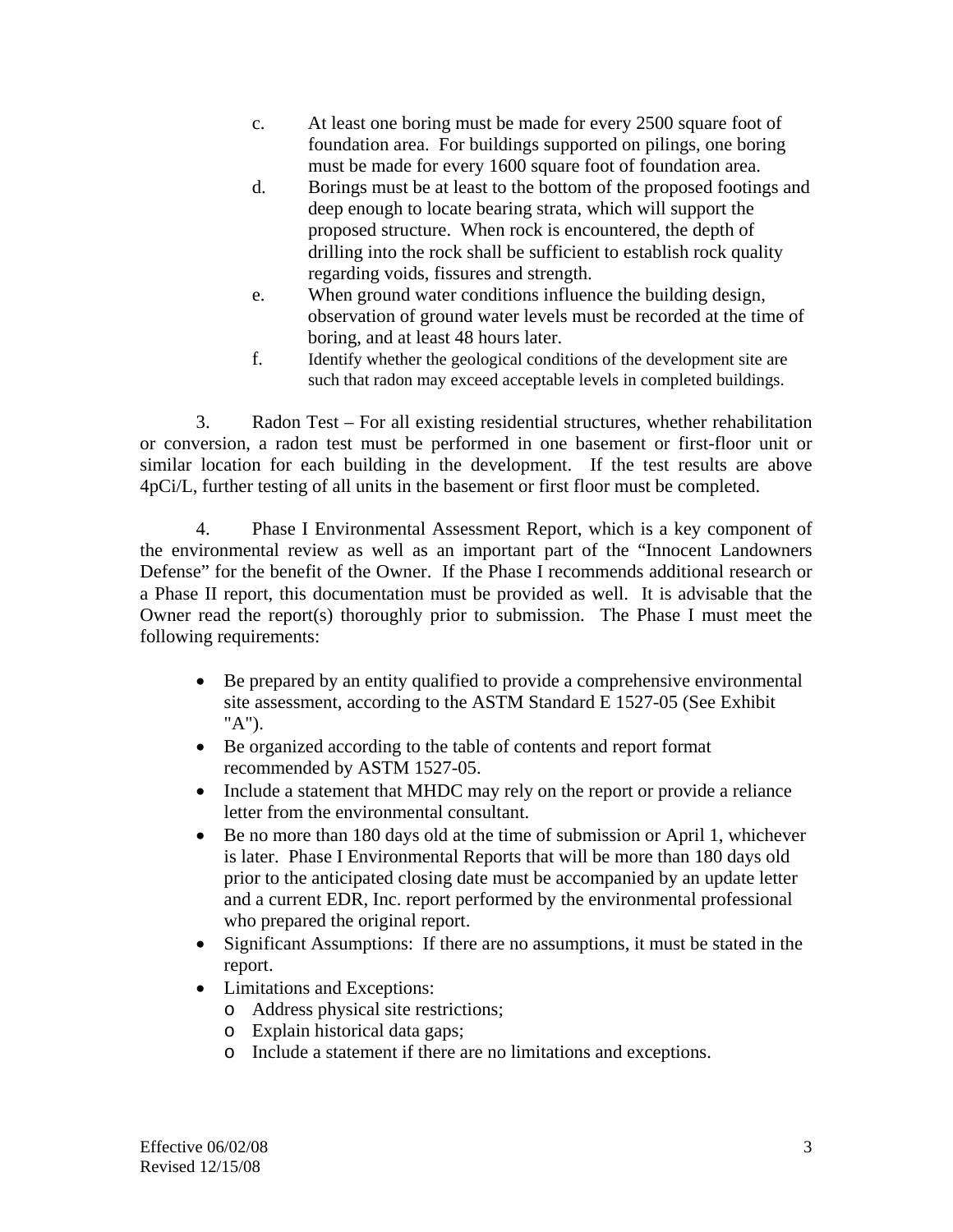c. At least one boring must be made for every 2500 square foot of foundation area. For buildings supported on pilings, one boring must be made for every 1600 square foot of foundation area.

d. Borings must be at least to the bottom of the proposed footings and deep enough to locate bearing strata, which will support the proposed structure. When rock is encountered, the depth of drilling into the rock shall be sufficient to establish rock quality regarding voids, fissures and strength.

e. When ground water conditions influence the building design, observation of ground water levels must be recorded at the time of boring, and at least 48 hours later.

f. Identify whether the geological conditions of the development site are such that radon may exceed acceptable levels in completed buildings.

3. Radon Test – For all existing residential structures, whether rehabilitation or conversion, a radon test must be performed in one basement or first-floor unit or similar location for each building in the development. If the test results are above 4pCi/L, further testing of all units in the basement or first floor must be completed.

4. Phase I Environmental Assessment Report, which is a key component of the environmental review as well as an important part of the "Innocent Landowners Defense" for the benefit of the Owner. If the Phase I recommends additional research or a Phase II report, this documentation must be provided as well. It is advisable that the Owner read the report(s) thoroughly prior to submission. The Phase I must meet the following requirements:

- Be prepared by an entity qualified to provide a comprehensive environmental site assessment, according to the ASTM Standard E 1527-05 (See Exhibit "A").
- Be organized according to the table of contents and report format recommended by ASTM 1527-05.
- Include a statement that MHDC may rely on the report or provide a reliance letter from the environmental consultant.
- Be no more than 180 days old at the time of submission or April 1, whichever is later. Phase I Environmental Reports that will be more than 180 days old prior to the anticipated closing date must be accompanied by an update letter and a current EDR, Inc. report performed by the environmental professional who prepared the original report.
- Significant Assumptions: If there are no assumptions, it must be stated in the report.
- Limitations and Exceptions:
  - Address physical site restrictions;
  - Explain historical data gaps;
  - Include a statement if there are no limitations and exceptions.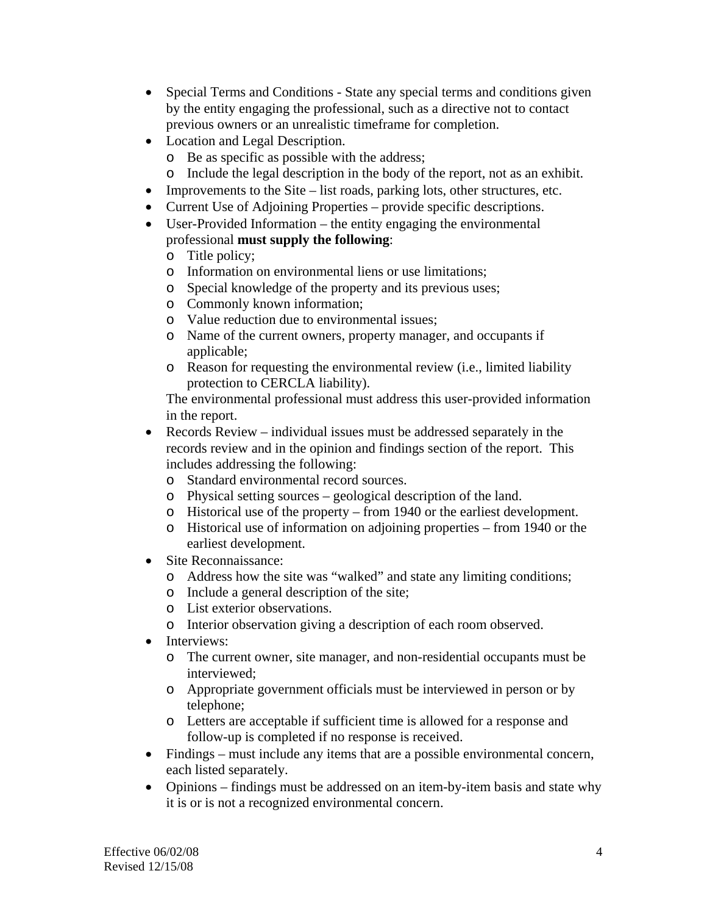- Special Terms and Conditions - State any special terms and conditions given by the entity engaging the professional, such as a directive not to contact previous owners or an unrealistic timeframe for completion.
- Location and Legal Description.
  - Be as specific as possible with the address;
  - Include the legal description in the body of the report, not as an exhibit.
- Improvements to the Site – list roads, parking lots, other structures, etc.
- Current Use of Adjoining Properties – provide specific descriptions.
- User-Provided Information – the entity engaging the environmental professional **must supply the following**:
  - Title policy;
  - Information on environmental liens or use limitations;
  - Special knowledge of the property and its previous uses;
  - Commonly known information;
  - Value reduction due to environmental issues;
  - Name of the current owners, property manager, and occupants if applicable;
  - Reason for requesting the environmental review (i.e., limited liability protection to CERCLA liability).

  The environmental professional must address this user-provided information in the report.
- Records Review – individual issues must be addressed separately in the records review and in the opinion and findings section of the report. This includes addressing the following:
  - Standard environmental record sources.
  - Physical setting sources – geological description of the land.
  - Historical use of the property – from 1940 or the earliest development.
  - Historical use of information on adjoining properties – from 1940 or the earliest development.
- Site Reconnaissance:
  - Address how the site was "walked" and state any limiting conditions;
  - Include a general description of the site;
  - List exterior observations.
  - Interior observation giving a description of each room observed.
- Interviews:
  - The current owner, site manager, and non-residential occupants must be interviewed;
  - Appropriate government officials must be interviewed in person or by telephone;
  - Letters are acceptable if sufficient time is allowed for a response and follow-up is completed if no response is received.
- Findings – must include any items that are a possible environmental concern, each listed separately.
- Opinions – findings must be addressed on an item-by-item basis and state why it is or is not a recognized environmental concern.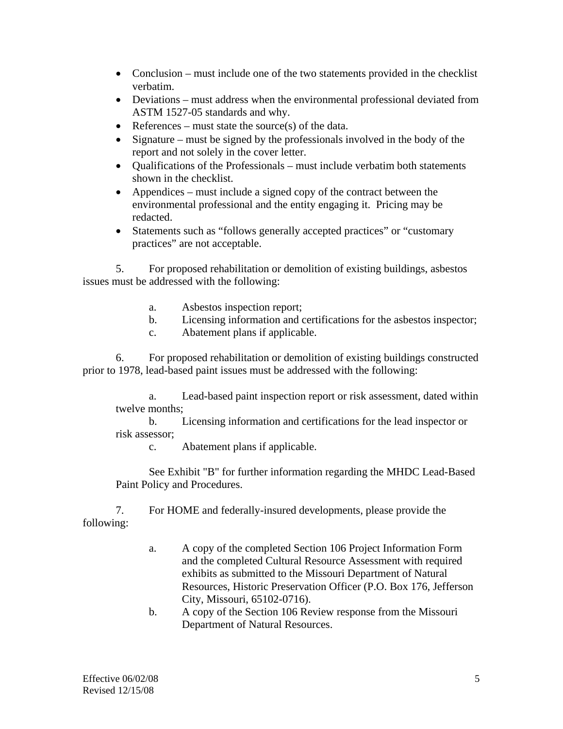- Conclusion – must include one of the two statements provided in the checklist verbatim.
- Deviations – must address when the environmental professional deviated from ASTM 1527-05 standards and why.
- References – must state the source(s) of the data.
- Signature – must be signed by the professionals involved in the body of the report and not solely in the cover letter.
- Qualifications of the Professionals – must include verbatim both statements shown in the checklist.
- Appendices – must include a signed copy of the contract between the environmental professional and the entity engaging it. Pricing may be redacted.
- Statements such as "follows generally accepted practices" or "customary practices" are not acceptable.

5. For proposed rehabilitation or demolition of existing buildings, asbestos issues must be addressed with the following:

   a. Asbestos inspection report;
   b. Licensing information and certifications for the asbestos inspector;
   c. Abatement plans if applicable.

6. For proposed rehabilitation or demolition of existing buildings constructed prior to 1978, lead-based paint issues must be addressed with the following:

   a. Lead-based paint inspection report or risk assessment, dated within twelve months;
   b. Licensing information and certifications for the lead inspector or risk assessor;
   c. Abatement plans if applicable.

   See Exhibit "B" for further information regarding the MHDC Lead-Based Paint Policy and Procedures.

7. For HOME and federally-insured developments, please provide the following:

   a. A copy of the completed Section 106 Project Information Form and the completed Cultural Resource Assessment with required exhibits as submitted to the Missouri Department of Natural Resources, Historic Preservation Officer (P.O. Box 176, Jefferson City, Missouri, 65102-0716).
   b. A copy of the Section 106 Review response from the Missouri Department of Natural Resources.

Effective 06/02/08
Revised 12/15/08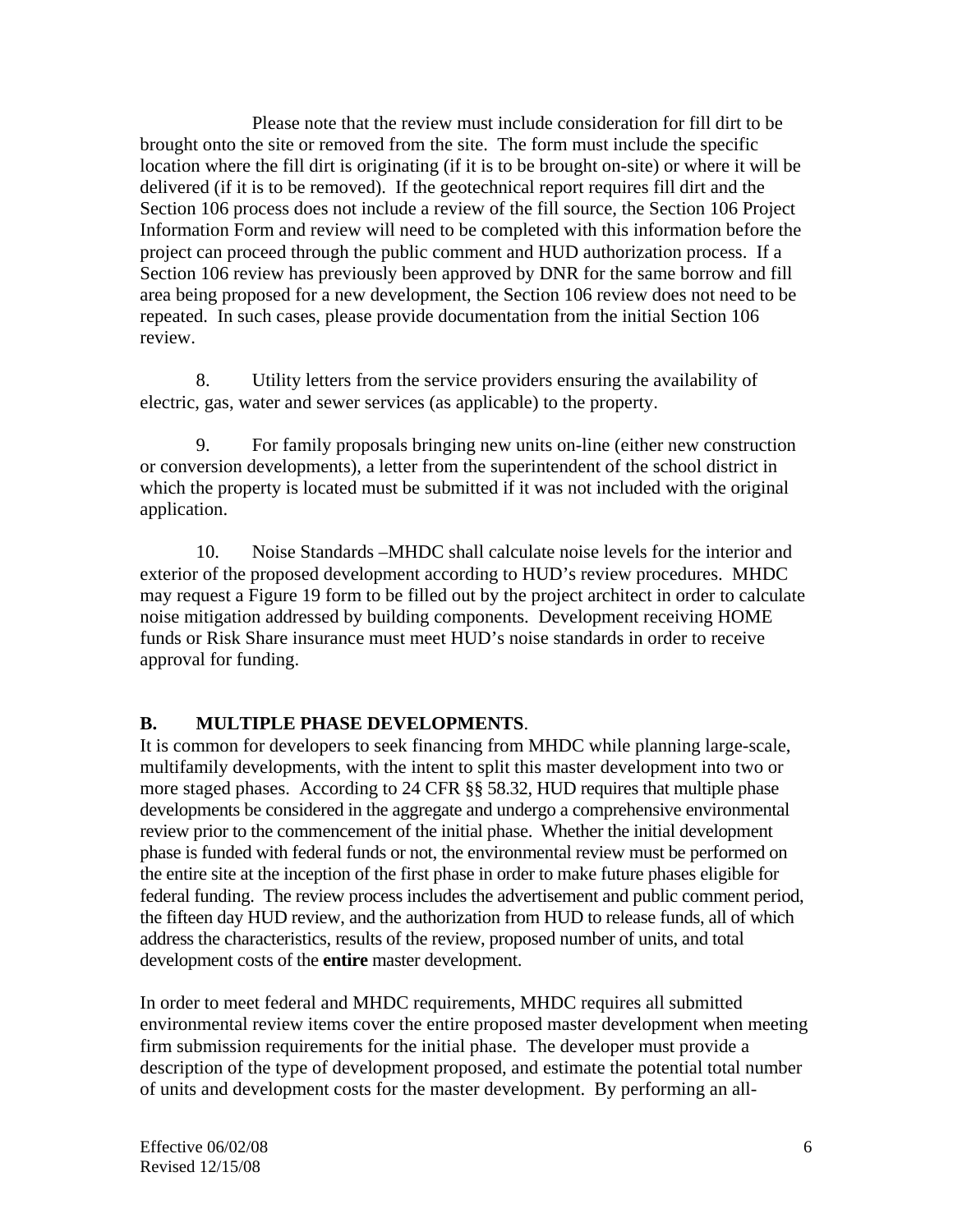Please note that the review must include consideration for fill dirt to be brought onto the site or removed from the site. The form must include the specific location where the fill dirt is originating (if it is to be brought on-site) or where it will be delivered (if it is to be removed). If the geotechnical report requires fill dirt and the Section 106 process does not include a review of the fill source, the Section 106 Project Information Form and review will need to be completed with this information before the project can proceed through the public comment and HUD authorization process. If a Section 106 review has previously been approved by DNR for the same borrow and fill area being proposed for a new development, the Section 106 review does not need to be repeated. In such cases, please provide documentation from the initial Section 106 review.

8. Utility letters from the service providers ensuring the availability of electric, gas, water and sewer services (as applicable) to the property.

9. For family proposals bringing new units on-line (either new construction or conversion developments), a letter from the superintendent of the school district in which the property is located must be submitted if it was not included with the original application.

10. Noise Standards –MHDC shall calculate noise levels for the interior and exterior of the proposed development according to HUD's review procedures. MHDC may request a Figure 19 form to be filled out by the project architect in order to calculate noise mitigation addressed by building components. Development receiving HOME funds or Risk Share insurance must meet HUD's noise standards in order to receive approval for funding.

## B. MULTIPLE PHASE DEVELOPMENTS.

It is common for developers to seek financing from MHDC while planning large-scale, multifamily developments, with the intent to split this master development into two or more staged phases. According to 24 CFR §§ 58.32, HUD requires that multiple phase developments be considered in the aggregate and undergo a comprehensive environmental review prior to the commencement of the initial phase. Whether the initial development phase is funded with federal funds or not, the environmental review must be performed on the entire site at the inception of the first phase in order to make future phases eligible for federal funding. The review process includes the advertisement and public comment period, the fifteen day HUD review, and the authorization from HUD to release funds, all of which address the characteristics, results of the review, proposed number of units, and total development costs of the **entire** master development.

In order to meet federal and MHDC requirements, MHDC requires all submitted environmental review items cover the entire proposed master development when meeting firm submission requirements for the initial phase. The developer must provide a description of the type of development proposed, and estimate the potential total number of units and development costs for the master development. By performing an all-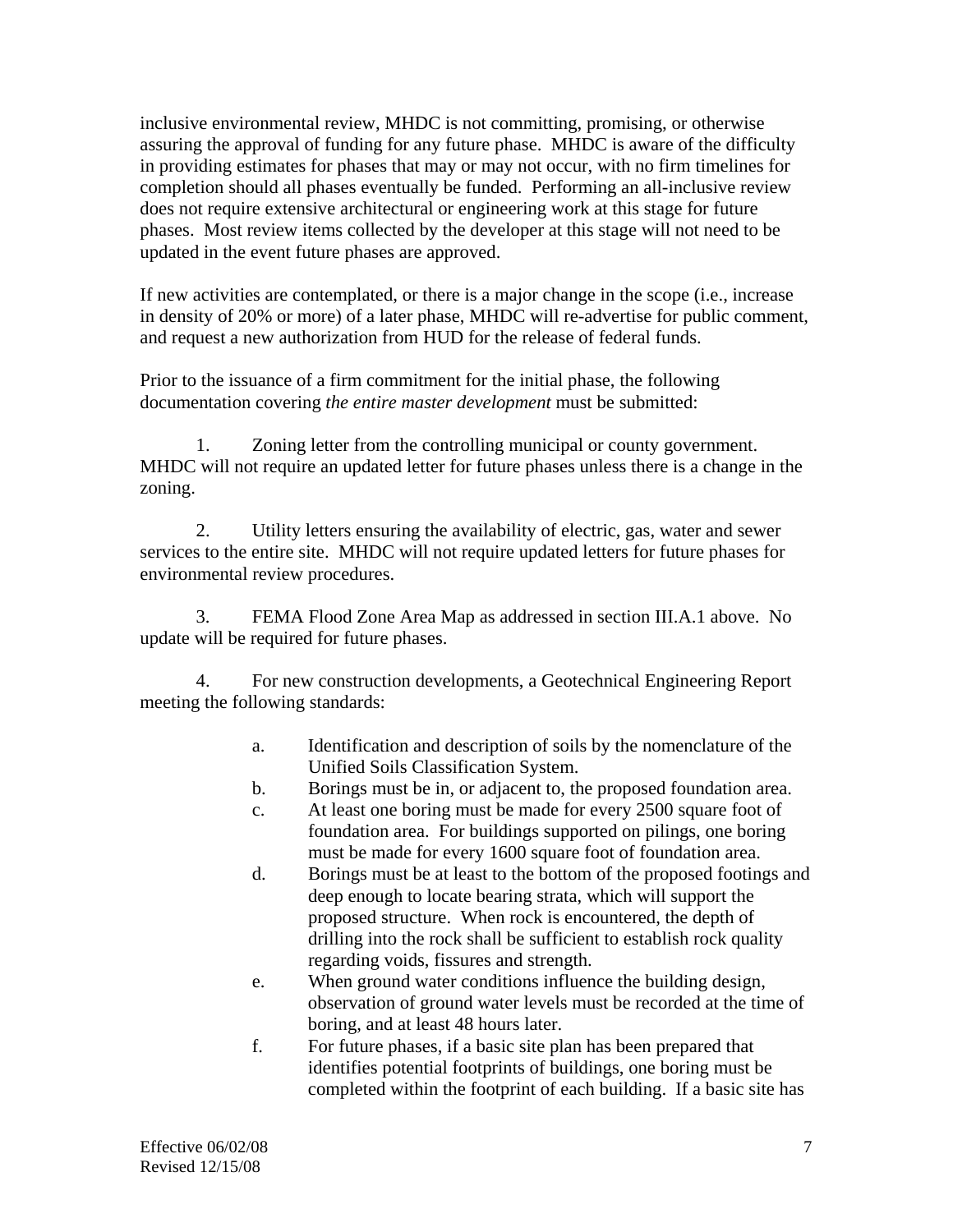inclusive environmental review, MHDC is not committing, promising, or otherwise assuring the approval of funding for any future phase. MHDC is aware of the difficulty in providing estimates for phases that may or may not occur, with no firm timelines for completion should all phases eventually be funded. Performing an all-inclusive review does not require extensive architectural or engineering work at this stage for future phases. Most review items collected by the developer at this stage will not need to be updated in the event future phases are approved.

If new activities are contemplated, or there is a major change in the scope (i.e., increase in density of 20% or more) of a later phase, MHDC will re-advertise for public comment, and request a new authorization from HUD for the release of federal funds.

Prior to the issuance of a firm commitment for the initial phase, the following documentation covering *the entire master development* must be submitted:

1. Zoning letter from the controlling municipal or county government. MHDC will not require an updated letter for future phases unless there is a change in the zoning.

2. Utility letters ensuring the availability of electric, gas, water and sewer services to the entire site. MHDC will not require updated letters for future phases for environmental review procedures.

3. FEMA Flood Zone Area Map as addressed in section III.A.1 above. No update will be required for future phases.

4. For new construction developments, a Geotechnical Engineering Report meeting the following standards:

   a. Identification and description of soils by the nomenclature of the Unified Soils Classification System.
   b. Borings must be in, or adjacent to, the proposed foundation area.
   c. At least one boring must be made for every 2500 square foot of foundation area. For buildings supported on pilings, one boring must be made for every 1600 square foot of foundation area.
   d. Borings must be at least to the bottom of the proposed footings and deep enough to locate bearing strata, which will support the proposed structure. When rock is encountered, the depth of drilling into the rock shall be sufficient to establish rock quality regarding voids, fissures and strength.
   e. When ground water conditions influence the building design, observation of ground water levels must be recorded at the time of boring, and at least 48 hours later.
   f. For future phases, if a basic site plan has been prepared that identifies potential footprints of buildings, one boring must be completed within the footprint of each building. If a basic site has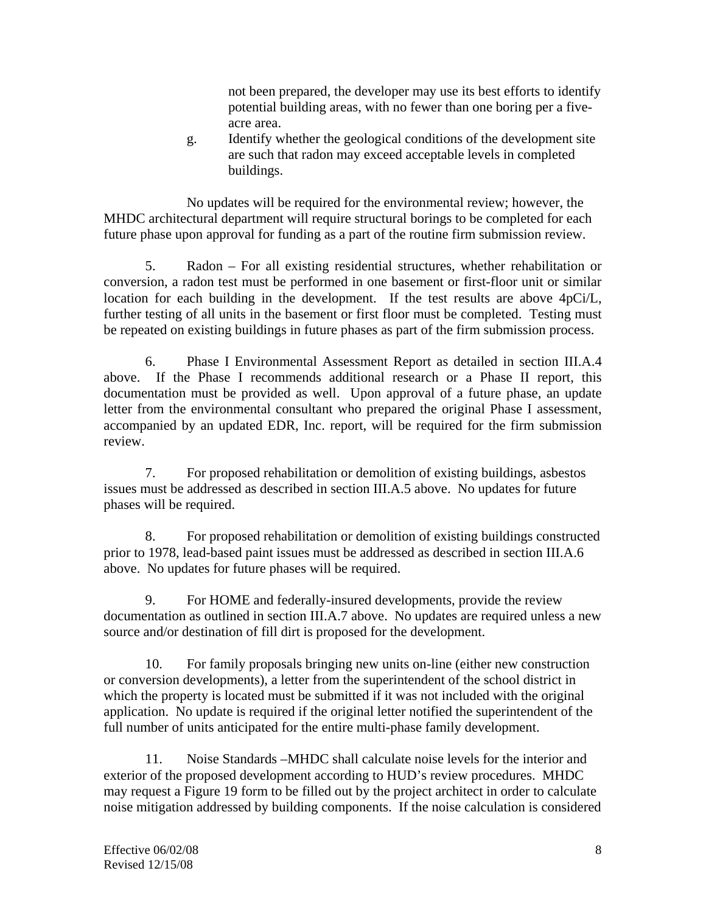not been prepared, the developer may use its best efforts to identify potential building areas, with no fewer than one boring per a five-acre area.

g. Identify whether the geological conditions of the development site are such that radon may exceed acceptable levels in completed buildings.

No updates will be required for the environmental review; however, the MHDC architectural department will require structural borings to be completed for each future phase upon approval for funding as a part of the routine firm submission review.

5. Radon – For all existing residential structures, whether rehabilitation or conversion, a radon test must be performed in one basement or first-floor unit or similar location for each building in the development. If the test results are above 4pCi/L, further testing of all units in the basement or first floor must be completed. Testing must be repeated on existing buildings in future phases as part of the firm submission process.

6. Phase I Environmental Assessment Report as detailed in section III.A.4 above. If the Phase I recommends additional research or a Phase II report, this documentation must be provided as well. Upon approval of a future phase, an update letter from the environmental consultant who prepared the original Phase I assessment, accompanied by an updated EDR, Inc. report, will be required for the firm submission review.

7. For proposed rehabilitation or demolition of existing buildings, asbestos issues must be addressed as described in section III.A.5 above. No updates for future phases will be required.

8. For proposed rehabilitation or demolition of existing buildings constructed prior to 1978, lead-based paint issues must be addressed as described in section III.A.6 above. No updates for future phases will be required.

9. For HOME and federally-insured developments, provide the review documentation as outlined in section III.A.7 above. No updates are required unless a new source and/or destination of fill dirt is proposed for the development.

10. For family proposals bringing new units on-line (either new construction or conversion developments), a letter from the superintendent of the school district in which the property is located must be submitted if it was not included with the original application. No update is required if the original letter notified the superintendent of the full number of units anticipated for the entire multi-phase family development.

11. Noise Standards –MHDC shall calculate noise levels for the interior and exterior of the proposed development according to HUD's review procedures. MHDC may request a Figure 19 form to be filled out by the project architect in order to calculate noise mitigation addressed by building components. If the noise calculation is considered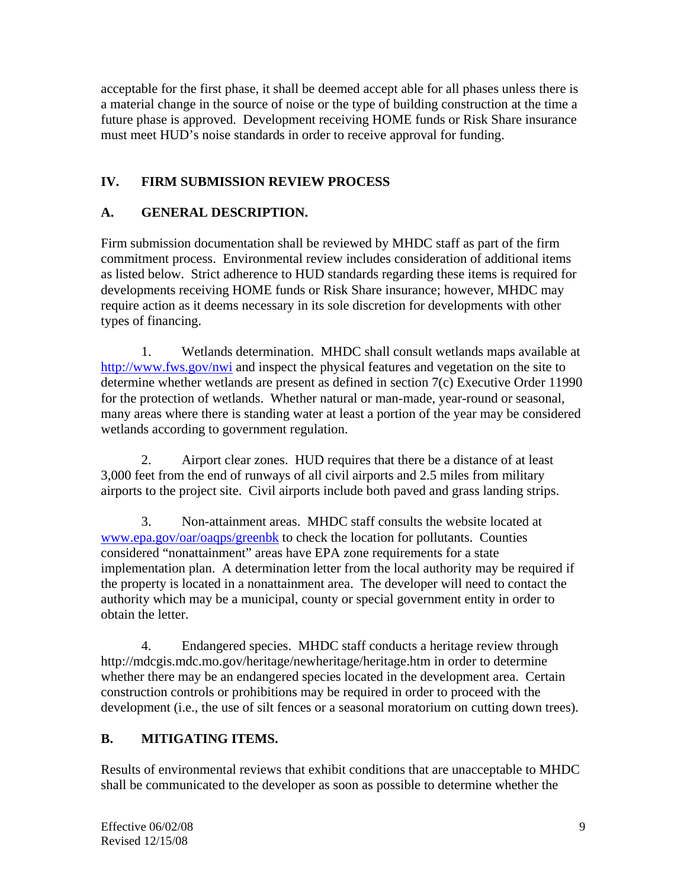acceptable for the first phase, it shall be deemed accept able for all phases unless there is a material change in the source of noise or the type of building construction at the time a future phase is approved. Development receiving HOME funds or Risk Share insurance must meet HUD's noise standards in order to receive approval for funding.

## IV. FIRM SUBMISSION REVIEW PROCESS

### A. GENERAL DESCRIPTION.

Firm submission documentation shall be reviewed by MHDC staff as part of the firm commitment process. Environmental review includes consideration of additional items as listed below. Strict adherence to HUD standards regarding these items is required for developments receiving HOME funds or Risk Share insurance; however, MHDC may require action as it deems necessary in its sole discretion for developments with other types of financing.

1. Wetlands determination. MHDC shall consult wetlands maps available at http://www.fws.gov/nwi and inspect the physical features and vegetation on the site to determine whether wetlands are present as defined in section 7(c) Executive Order 11990 for the protection of wetlands. Whether natural or man-made, year-round or seasonal, many areas where there is standing water at least a portion of the year may be considered wetlands according to government regulation.

2. Airport clear zones. HUD requires that there be a distance of at least 3,000 feet from the end of runways of all civil airports and 2.5 miles from military airports to the project site. Civil airports include both paved and grass landing strips.

3. Non-attainment areas. MHDC staff consults the website located at www.epa.gov/oar/oaqps/greenbk to check the location for pollutants. Counties considered "nonattainment" areas have EPA zone requirements for a state implementation plan. A determination letter from the local authority may be required if the property is located in a nonattainment area. The developer will need to contact the authority which may be a municipal, county or special government entity in order to obtain the letter.

4. Endangered species. MHDC staff conducts a heritage review through http://mdcgis.mdc.mo.gov/heritage/newheritage/heritage.htm in order to determine whether there may be an endangered species located in the development area. Certain construction controls or prohibitions may be required in order to proceed with the development (i.e., the use of silt fences or a seasonal moratorium on cutting down trees).

### B. MITIGATING ITEMS.

Results of environmental reviews that exhibit conditions that are unacceptable to MHDC shall be communicated to the developer as soon as possible to determine whether the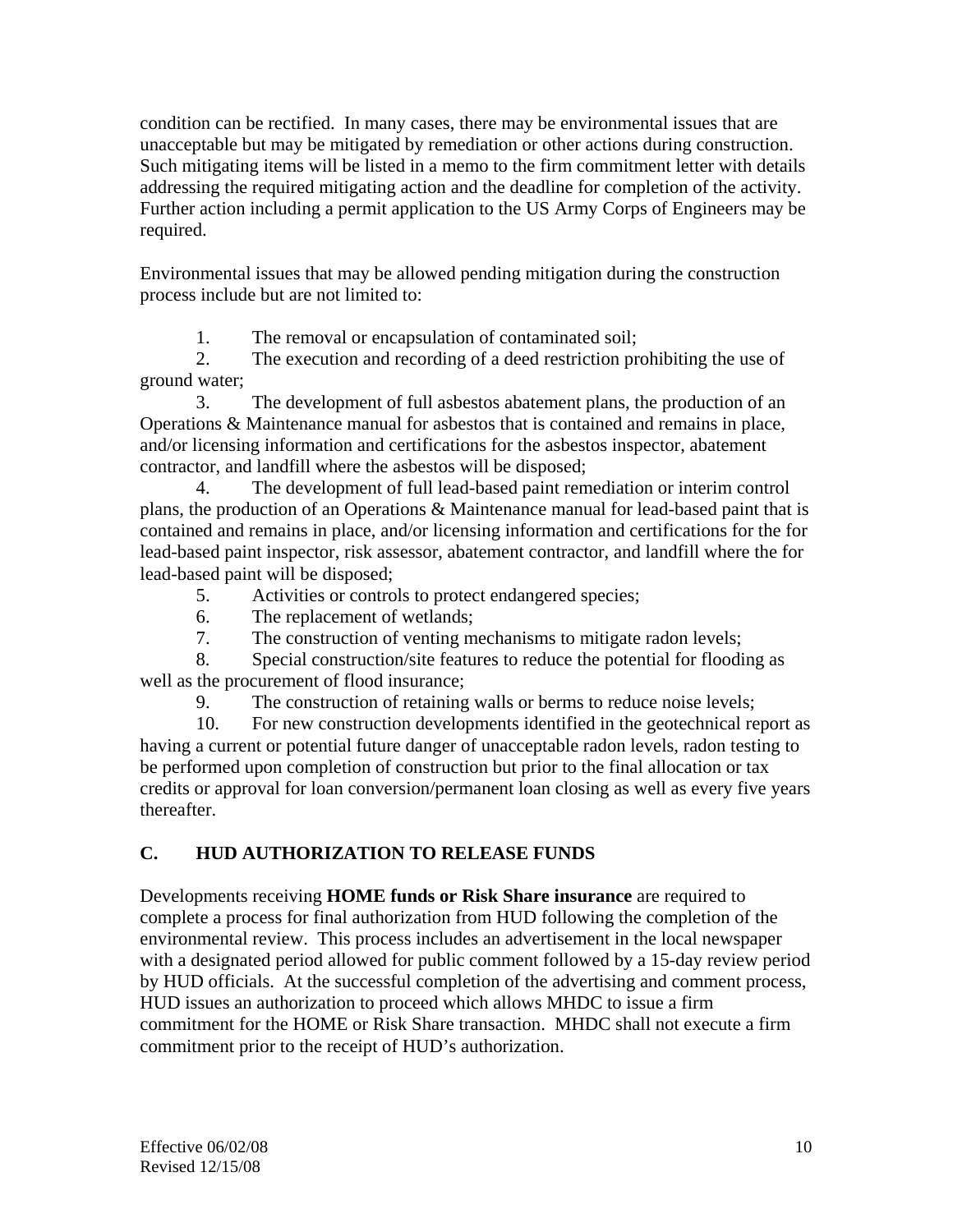condition can be rectified. In many cases, there may be environmental issues that are unacceptable but may be mitigated by remediation or other actions during construction. Such mitigating items will be listed in a memo to the firm commitment letter with details addressing the required mitigating action and the deadline for completion of the activity. Further action including a permit application to the US Army Corps of Engineers may be required.

Environmental issues that may be allowed pending mitigation during the construction process include but are not limited to:

1. The removal or encapsulation of contaminated soil;
2. The execution and recording of a deed restriction prohibiting the use of ground water;
3. The development of full asbestos abatement plans, the production of an Operations & Maintenance manual for asbestos that is contained and remains in place, and/or licensing information and certifications for the asbestos inspector, abatement contractor, and landfill where the asbestos will be disposed;
4. The development of full lead-based paint remediation or interim control plans, the production of an Operations & Maintenance manual for lead-based paint that is contained and remains in place, and/or licensing information and certifications for the for lead-based paint inspector, risk assessor, abatement contractor, and landfill where the for lead-based paint will be disposed;
5. Activities or controls to protect endangered species;
6. The replacement of wetlands;
7. The construction of venting mechanisms to mitigate radon levels;
8. Special construction/site features to reduce the potential for flooding as well as the procurement of flood insurance;
9. The construction of retaining walls or berms to reduce noise levels;
10. For new construction developments identified in the geotechnical report as having a current or potential future danger of unacceptable radon levels, radon testing to be performed upon completion of construction but prior to the final allocation or tax credits or approval for loan conversion/permanent loan closing as well as every five years thereafter.

## C. HUD AUTHORIZATION TO RELEASE FUNDS

Developments receiving **HOME funds or Risk Share insurance** are required to complete a process for final authorization from HUD following the completion of the environmental review. This process includes an advertisement in the local newspaper with a designated period allowed for public comment followed by a 15-day review period by HUD officials. At the successful completion of the advertising and comment process, HUD issues an authorization to proceed which allows MHDC to issue a firm commitment for the HOME or Risk Share transaction. MHDC shall not execute a firm commitment prior to the receipt of HUD's authorization.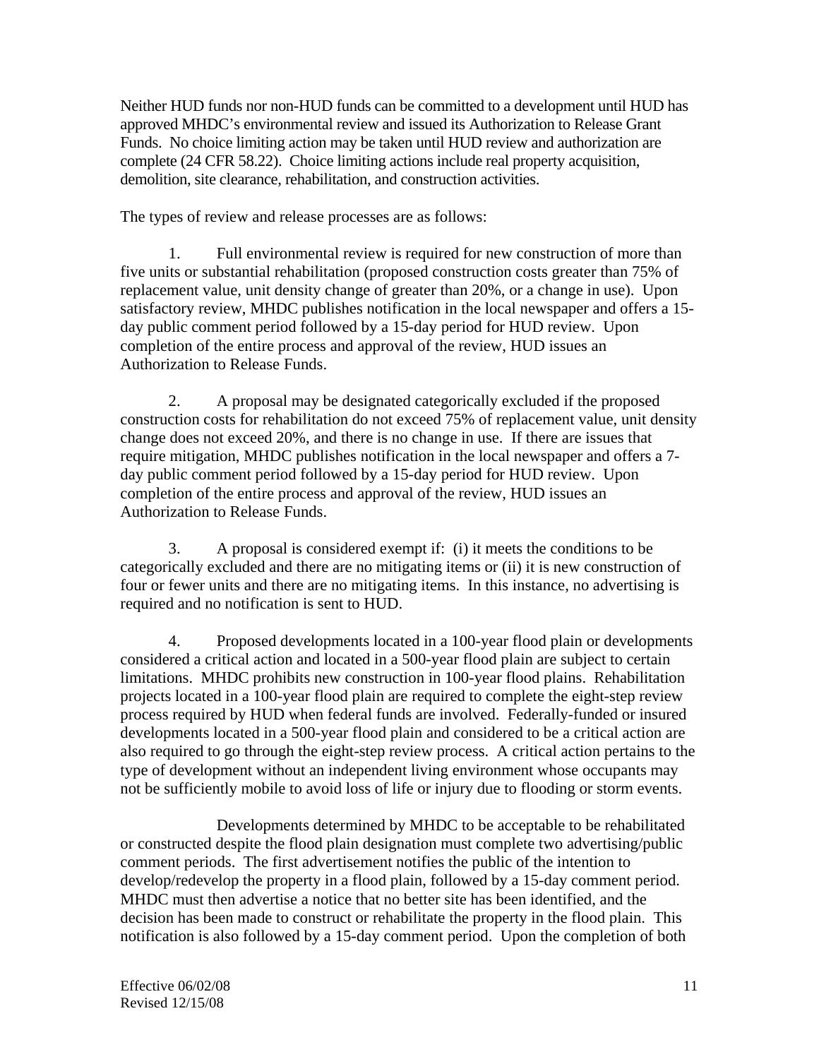Neither HUD funds nor non-HUD funds can be committed to a development until HUD has approved MHDC's environmental review and issued its Authorization to Release Grant Funds. No choice limiting action may be taken until HUD review and authorization are complete (24 CFR 58.22). Choice limiting actions include real property acquisition, demolition, site clearance, rehabilitation, and construction activities.

The types of review and release processes are as follows:

1. Full environmental review is required for new construction of more than five units or substantial rehabilitation (proposed construction costs greater than 75% of replacement value, unit density change of greater than 20%, or a change in use). Upon satisfactory review, MHDC publishes notification in the local newspaper and offers a 15-day public comment period followed by a 15-day period for HUD review. Upon completion of the entire process and approval of the review, HUD issues an Authorization to Release Funds.

2. A proposal may be designated categorically excluded if the proposed construction costs for rehabilitation do not exceed 75% of replacement value, unit density change does not exceed 20%, and there is no change in use. If there are issues that require mitigation, MHDC publishes notification in the local newspaper and offers a 7-day public comment period followed by a 15-day period for HUD review. Upon completion of the entire process and approval of the review, HUD issues an Authorization to Release Funds.

3. A proposal is considered exempt if: (i) it meets the conditions to be categorically excluded and there are no mitigating items or (ii) it is new construction of four or fewer units and there are no mitigating items. In this instance, no advertising is required and no notification is sent to HUD.

4. Proposed developments located in a 100-year flood plain or developments considered a critical action and located in a 500-year flood plain are subject to certain limitations. MHDC prohibits new construction in 100-year flood plains. Rehabilitation projects located in a 100-year flood plain are required to complete the eight-step review process required by HUD when federal funds are involved. Federally-funded or insured developments located in a 500-year flood plain and considered to be a critical action are also required to go through the eight-step review process. A critical action pertains to the type of development without an independent living environment whose occupants may not be sufficiently mobile to avoid loss of life or injury due to flooding or storm events.

   Developments determined by MHDC to be acceptable to be rehabilitated or constructed despite the flood plain designation must complete two advertising/public comment periods. The first advertisement notifies the public of the intention to develop/redevelop the property in a flood plain, followed by a 15-day comment period. MHDC must then advertise a notice that no better site has been identified, and the decision has been made to construct or rehabilitate the property in the flood plain. This notification is also followed by a 15-day comment period. Upon the completion of both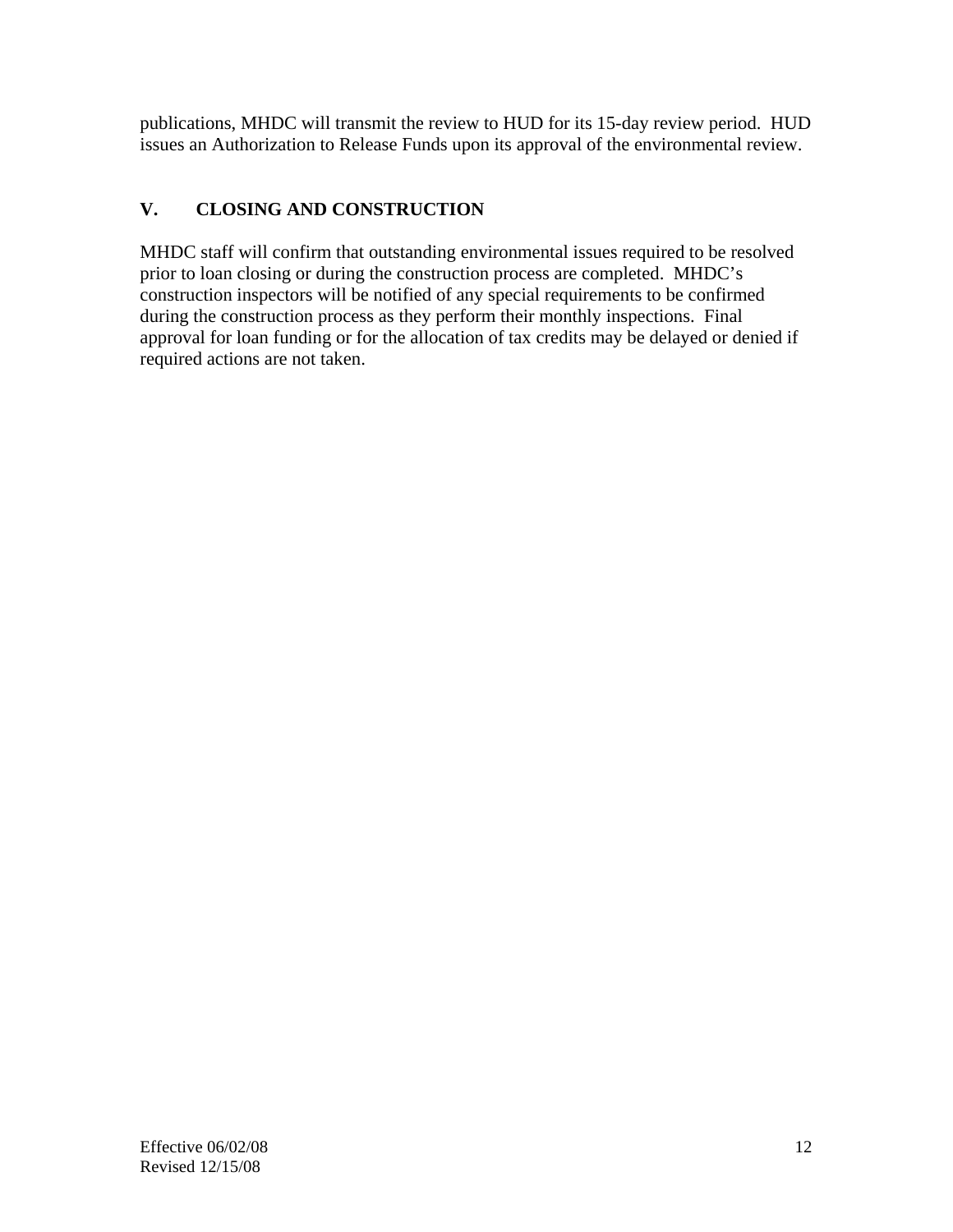publications, MHDC will transmit the review to HUD for its 15-day review period. HUD issues an Authorization to Release Funds upon its approval of the environmental review.

## V. CLOSING AND CONSTRUCTION

MHDC staff will confirm that outstanding environmental issues required to be resolved prior to loan closing or during the construction process are completed. MHDC's construction inspectors will be notified of any special requirements to be confirmed during the construction process as they perform their monthly inspections. Final approval for loan funding or for the allocation of tax credits may be delayed or denied if required actions are not taken.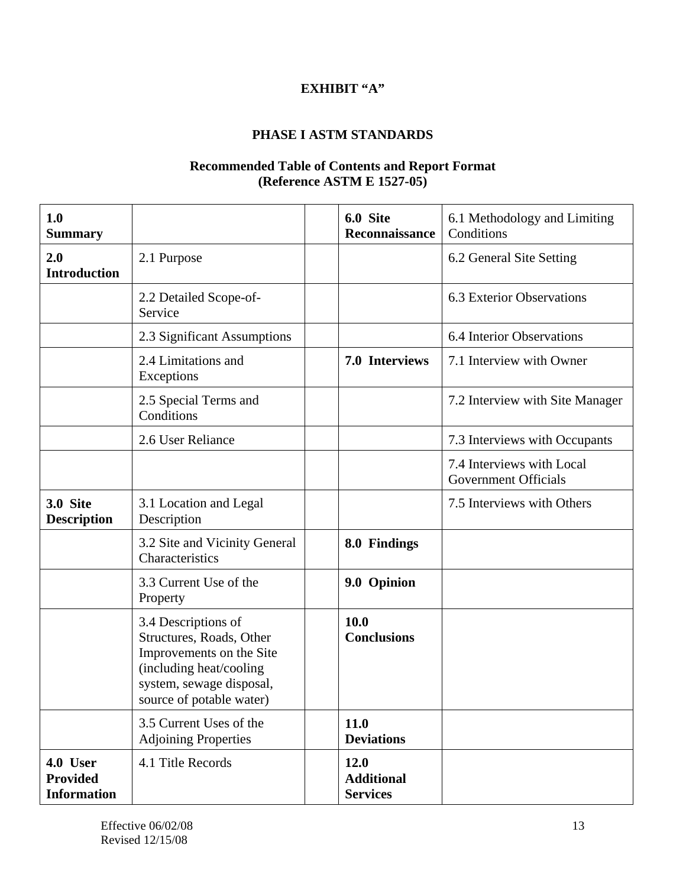**EXHIBIT "A"**

**PHASE I ASTM STANDARDS**

**Recommended Table of Contents and Report Format**
**(Reference ASTM E 1527-05)**

| | | | | |
|---|---|---|---|---|
| **1.0 Summary** | | | **6.0 Site Reconnaissance** | 6.1 Methodology and Limiting Conditions |
| **2.0 Introduction** | 2.1 Purpose | | | 6.2 General Site Setting |
| | 2.2 Detailed Scope-of-Service | | | 6.3 Exterior Observations |
| | 2.3 Significant Assumptions | | | 6.4 Interior Observations |
| | 2.4 Limitations and Exceptions | | **7.0 Interviews** | 7.1 Interview with Owner |
| | 2.5 Special Terms and Conditions | | | 7.2 Interview with Site Manager |
| | 2.6 User Reliance | | | 7.3 Interviews with Occupants |
| | | | | 7.4 Interviews with Local Government Officials |
| **3.0 Site Description** | 3.1 Location and Legal Description | | | 7.5 Interviews with Others |
| | 3.2 Site and Vicinity General Characteristics | | **8.0 Findings** | |
| | 3.3 Current Use of the Property | | **9.0 Opinion** | |
| | 3.4 Descriptions of Structures, Roads, Other Improvements on the Site (including heat/cooling system, sewage disposal, source of potable water) | | **10.0 Conclusions** | |
| | 3.5 Current Uses of the Adjoining Properties | | **11.0 Deviations** | |
| **4.0 User Provided Information** | 4.1 Title Records | | **12.0 Additional Services** | |

Effective 06/02/08
Revised 12/15/08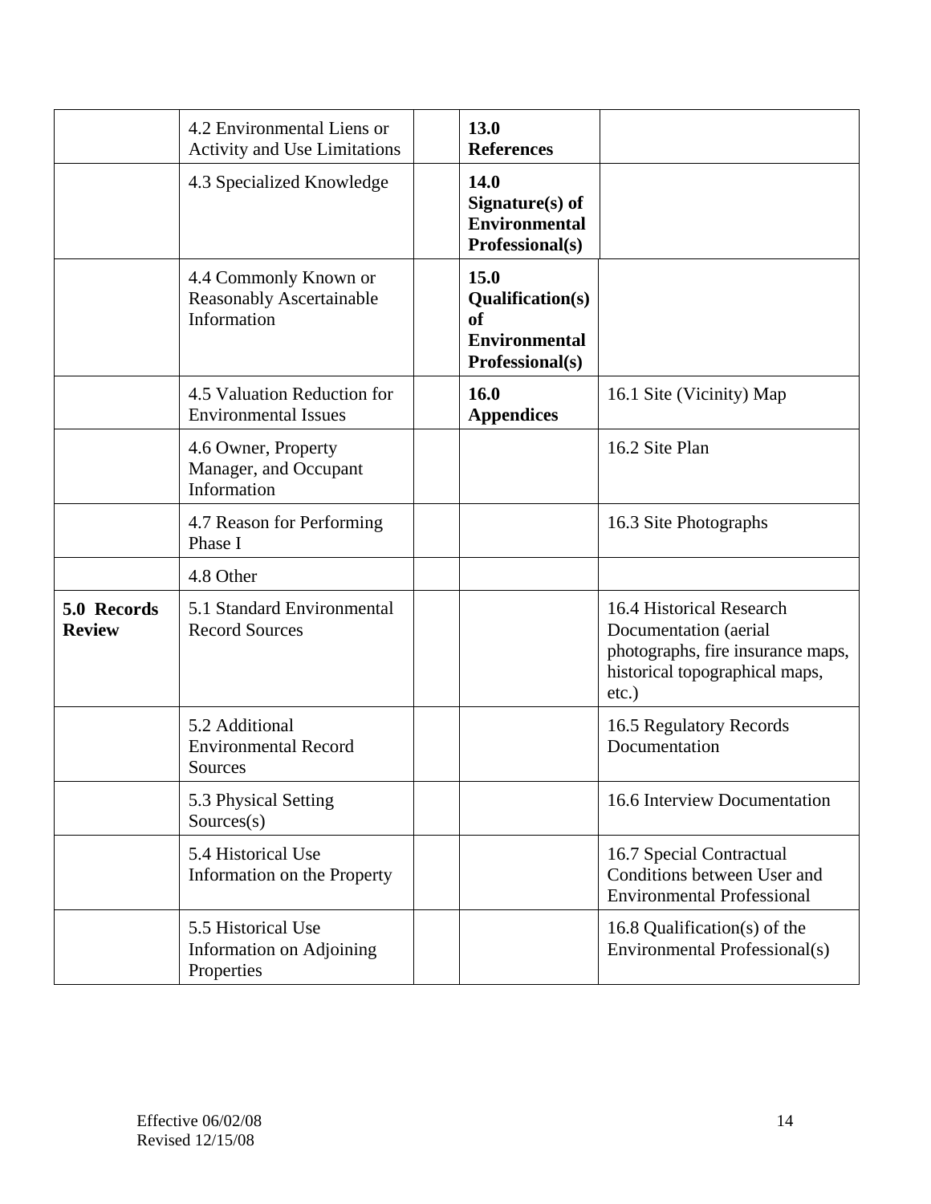| | | | | |
|---|---|---|---|---|
| | 4.2 Environmental Liens or Activity and Use Limitations | | **13.0 References** | |
| | 4.3 Specialized Knowledge | | **14.0 Signature(s) of Environmental Professional(s)** | |
| | 4.4 Commonly Known or Reasonably Ascertainable Information | | **15.0 Qualification(s) of Environmental Professional(s)** | |
| | 4.5 Valuation Reduction for Environmental Issues | | **16.0 Appendices** | 16.1 Site (Vicinity) Map |
| | 4.6 Owner, Property Manager, and Occupant Information | | | 16.2 Site Plan |
| | 4.7 Reason for Performing Phase I | | | 16.3 Site Photographs |
| | 4.8 Other | | | |
| **5.0 Records Review** | 5.1 Standard Environmental Record Sources | | | 16.4 Historical Research Documentation (aerial photographs, fire insurance maps, historical topographical maps, etc.) |
| | 5.2 Additional Environmental Record Sources | | | 16.5 Regulatory Records Documentation |
| | 5.3 Physical Setting Sources(s) | | | 16.6 Interview Documentation |
| | 5.4 Historical Use Information on the Property | | | 16.7 Special Contractual Conditions between User and Environmental Professional |
| | 5.5 Historical Use Information on Adjoining Properties | | | 16.8 Qualification(s) of the Environmental Professional(s) |

Effective 06/02/08
Revised 12/15/08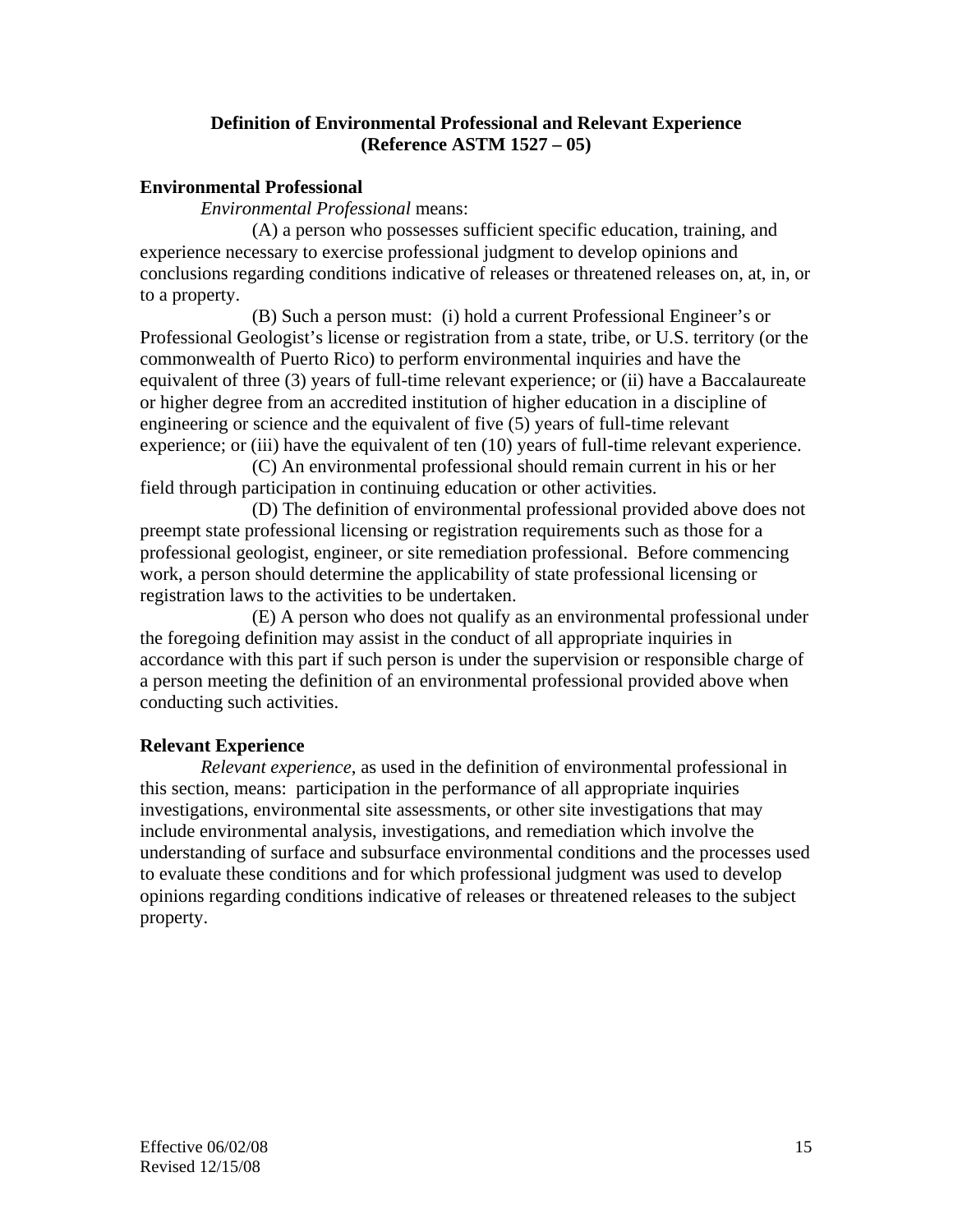## Definition of Environmental Professional and Relevant Experience (Reference ASTM 1527 – 05)

### Environmental Professional

*Environmental Professional* means:

(A) a person who possesses sufficient specific education, training, and experience necessary to exercise professional judgment to develop opinions and conclusions regarding conditions indicative of releases or threatened releases on, at, in, or to a property.

(B) Such a person must: (i) hold a current Professional Engineer's or Professional Geologist's license or registration from a state, tribe, or U.S. territory (or the commonwealth of Puerto Rico) to perform environmental inquiries and have the equivalent of three (3) years of full-time relevant experience; or (ii) have a Baccalaureate or higher degree from an accredited institution of higher education in a discipline of engineering or science and the equivalent of five (5) years of full-time relevant experience; or (iii) have the equivalent of ten (10) years of full-time relevant experience.

(C) An environmental professional should remain current in his or her field through participation in continuing education or other activities.

(D) The definition of environmental professional provided above does not preempt state professional licensing or registration requirements such as those for a professional geologist, engineer, or site remediation professional. Before commencing work, a person should determine the applicability of state professional licensing or registration laws to the activities to be undertaken.

(E) A person who does not qualify as an environmental professional under the foregoing definition may assist in the conduct of all appropriate inquiries in accordance with this part if such person is under the supervision or responsible charge of a person meeting the definition of an environmental professional provided above when conducting such activities.

### Relevant Experience

*Relevant experience*, as used in the definition of environmental professional in this section, means: participation in the performance of all appropriate inquiries investigations, environmental site assessments, or other site investigations that may include environmental analysis, investigations, and remediation which involve the understanding of surface and subsurface environmental conditions and the processes used to evaluate these conditions and for which professional judgment was used to develop opinions regarding conditions indicative of releases or threatened releases to the subject property.

Effective 06/02/08
Revised 12/15/08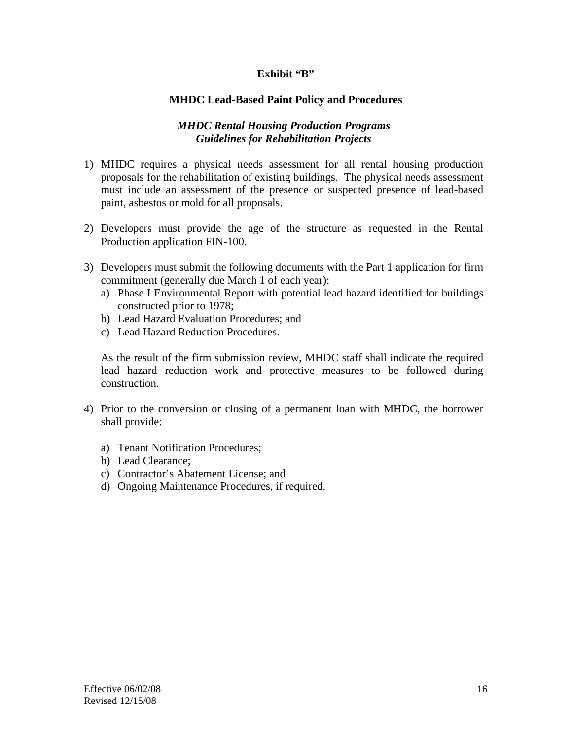# Exhibit "B"

## MHDC Lead-Based Paint Policy and Procedures

### *MHDC Rental Housing Production Programs Guidelines for Rehabilitation Projects*

1) MHDC requires a physical needs assessment for all rental housing production proposals for the rehabilitation of existing buildings. The physical needs assessment must include an assessment of the presence or suspected presence of lead-based paint, asbestos or mold for all proposals.

2) Developers must provide the age of the structure as requested in the Rental Production application FIN-100.

3) Developers must submit the following documents with the Part 1 application for firm commitment (generally due March 1 of each year):
   a) Phase I Environmental Report with potential lead hazard identified for buildings constructed prior to 1978;
   b) Lead Hazard Evaluation Procedures; and
   c) Lead Hazard Reduction Procedures.

   As the result of the firm submission review, MHDC staff shall indicate the required lead hazard reduction work and protective measures to be followed during construction.

4) Prior to the conversion or closing of a permanent loan with MHDC, the borrower shall provide:

   a) Tenant Notification Procedures;
   b) Lead Clearance;
   c) Contractor's Abatement License; and
   d) Ongoing Maintenance Procedures, if required.

Effective 06/02/08
Revised 12/15/08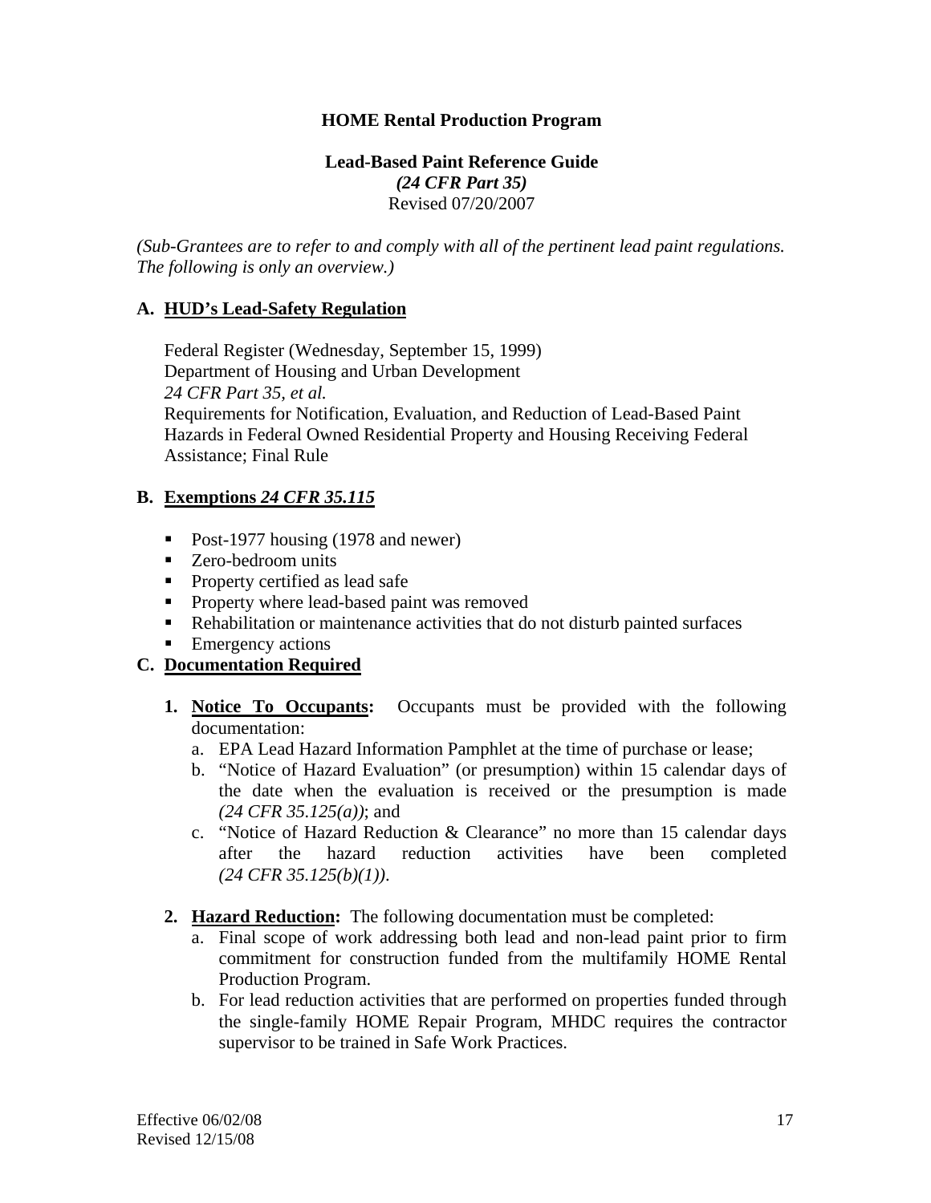**HOME Rental Production Program**

**Lead-Based Paint Reference Guide**
***(24 CFR Part 35)***
Revised 07/20/2007

*(Sub-Grantees are to refer to and comply with all of the pertinent lead paint regulations. The following is only an overview.)*

## A. HUD's Lead-Safety Regulation

Federal Register (Wednesday, September 15, 1999)
Department of Housing and Urban Development
*24 CFR Part 35, et al.*
Requirements for Notification, Evaluation, and Reduction of Lead-Based Paint Hazards in Federal Owned Residential Property and Housing Receiving Federal Assistance; Final Rule

## B. Exemptions *24 CFR 35.115*

- Post-1977 housing (1978 and newer)
- Zero-bedroom units
- Property certified as lead safe
- Property where lead-based paint was removed
- Rehabilitation or maintenance activities that do not disturb painted surfaces
- Emergency actions

## C. Documentation Required

1. **Notice To Occupants:** Occupants must be provided with the following documentation:
   a. EPA Lead Hazard Information Pamphlet at the time of purchase or lease;
   b. "Notice of Hazard Evaluation" (or presumption) within 15 calendar days of the date when the evaluation is received or the presumption is made *(24 CFR 35.125(a))*; and
   c. "Notice of Hazard Reduction & Clearance" no more than 15 calendar days after the hazard reduction activities have been completed *(24 CFR 35.125(b)(1))*.

2. **Hazard Reduction:** The following documentation must be completed:
   a. Final scope of work addressing both lead and non-lead paint prior to firm commitment for construction funded from the multifamily HOME Rental Production Program.
   b. For lead reduction activities that are performed on properties funded through the single-family HOME Repair Program, MHDC requires the contractor supervisor to be trained in Safe Work Practices.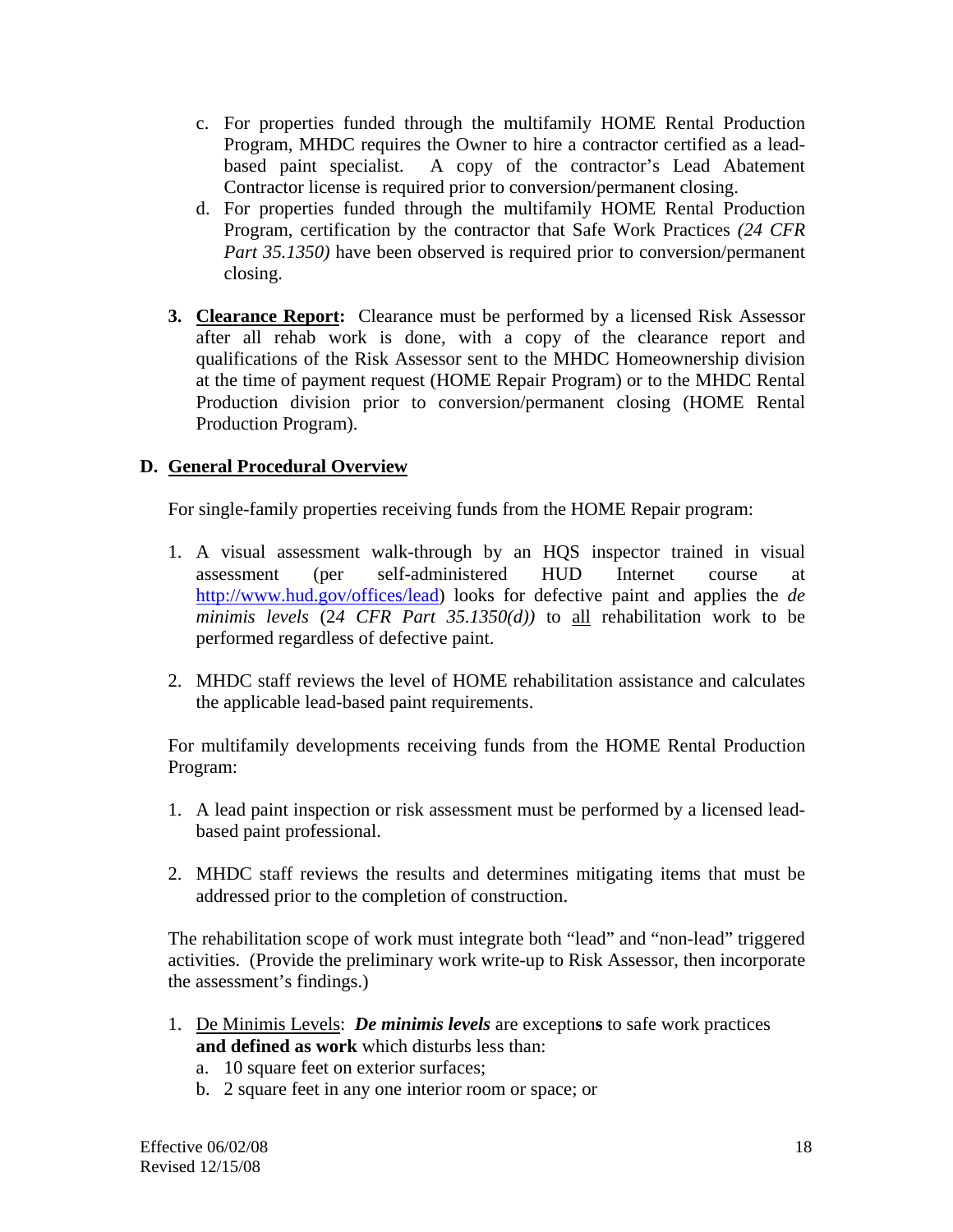c. For properties funded through the multifamily HOME Rental Production Program, MHDC requires the Owner to hire a contractor certified as a lead-based paint specialist. A copy of the contractor's Lead Abatement Contractor license is required prior to conversion/permanent closing.

d. For properties funded through the multifamily HOME Rental Production Program, certification by the contractor that Safe Work Practices *(24 CFR Part 35.1350)* have been observed is required prior to conversion/permanent closing.

**3. <u>Clearance Report</u>:** Clearance must be performed by a licensed Risk Assessor after all rehab work is done, with a copy of the clearance report and qualifications of the Risk Assessor sent to the MHDC Homeownership division at the time of payment request (HOME Repair Program) or to the MHDC Rental Production division prior to conversion/permanent closing (HOME Rental Production Program).

## D. <u>General Procedural Overview</u>

For single-family properties receiving funds from the HOME Repair program:

1. A visual assessment walk-through by an HQS inspector trained in visual assessment (per self-administered HUD Internet course at [http://www.hud.gov/offices/lead](http://www.hud.gov/offices/lead)) looks for defective paint and applies the *de minimis levels* (*24 CFR Part 35.1350(d))* to <u>all</u> rehabilitation work to be performed regardless of defective paint.

2. MHDC staff reviews the level of HOME rehabilitation assistance and calculates the applicable lead-based paint requirements.

For multifamily developments receiving funds from the HOME Rental Production Program:

1. A lead paint inspection or risk assessment must be performed by a licensed lead-based paint professional.

2. MHDC staff reviews the results and determines mitigating items that must be addressed prior to the completion of construction.

The rehabilitation scope of work must integrate both "lead" and "non-lead" triggered activities. (Provide the preliminary work write-up to Risk Assessor, then incorporate the assessment's findings.)

1. <u>De Minimis Levels</u>: ***De minimis levels*** are exception**s** to safe work practices **and defined as work** which disturbs less than:
   a. 10 square feet on exterior surfaces;
   b. 2 square feet in any one interior room or space; or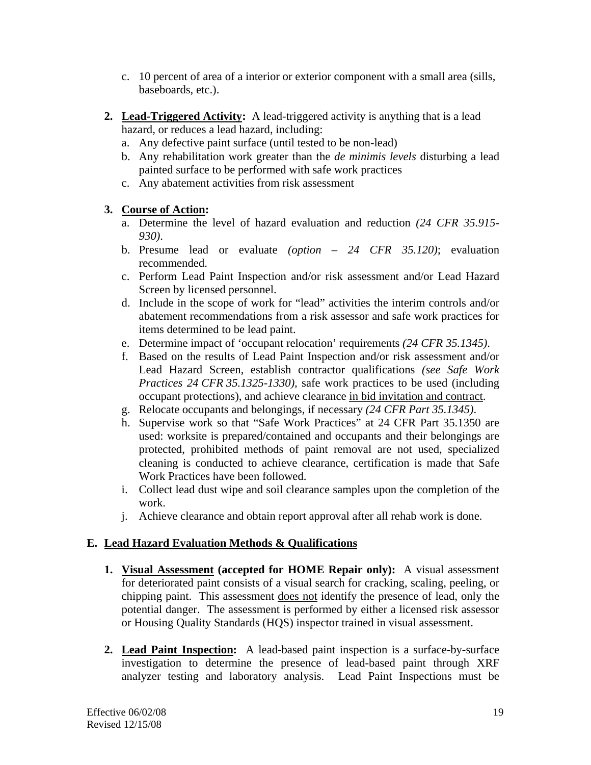c. 10 percent of area of a interior or exterior component with a small area (sills, baseboards, etc.).

2. **<u>Lead-Triggered Activity</u>:** A lead-triggered activity is anything that is a lead hazard, or reduces a lead hazard, including:
   a. Any defective paint surface (until tested to be non-lead)
   b. Any rehabilitation work greater than the *de minimis levels* disturbing a lead painted surface to be performed with safe work practices
   c. Any abatement activities from risk assessment

3. **<u>Course of Action</u>:**
   a. Determine the level of hazard evaluation and reduction *(24 CFR 35.915-930)*.
   b. Presume lead or evaluate *(option – 24 CFR 35.120)*; evaluation recommended.
   c. Perform Lead Paint Inspection and/or risk assessment and/or Lead Hazard Screen by licensed personnel.
   d. Include in the scope of work for "lead" activities the interim controls and/or abatement recommendations from a risk assessor and safe work practices for items determined to be lead paint.
   e. Determine impact of 'occupant relocation' requirements *(24 CFR 35.1345)*.
   f. Based on the results of Lead Paint Inspection and/or risk assessment and/or Lead Hazard Screen, establish contractor qualifications *(see Safe Work Practices 24 CFR 35.1325-1330)*, safe work practices to be used (including occupant protections), and achieve clearance <u>in bid invitation and contract</u>.
   g. Relocate occupants and belongings, if necessary *(24 CFR Part 35.1345)*.
   h. Supervise work so that "Safe Work Practices" at 24 CFR Part 35.1350 are used: worksite is prepared/contained and occupants and their belongings are protected, prohibited methods of paint removal are not used, specialized cleaning is conducted to achieve clearance, certification is made that Safe Work Practices have been followed.
   i. Collect lead dust wipe and soil clearance samples upon the completion of the work.
   j. Achieve clearance and obtain report approval after all rehab work is done.

## E. <u>Lead Hazard Evaluation Methods & Qualifications</u>

1. **<u>Visual Assessment</u> (accepted for HOME Repair only):** A visual assessment for deteriorated paint consists of a visual search for cracking, scaling, peeling, or chipping paint. This assessment <u>does not</u> identify the presence of lead, only the potential danger. The assessment is performed by either a licensed risk assessor or Housing Quality Standards (HQS) inspector trained in visual assessment.

2. **<u>Lead Paint Inspection</u>:** A lead-based paint inspection is a surface-by-surface investigation to determine the presence of lead-based paint through XRF analyzer testing and laboratory analysis. Lead Paint Inspections must be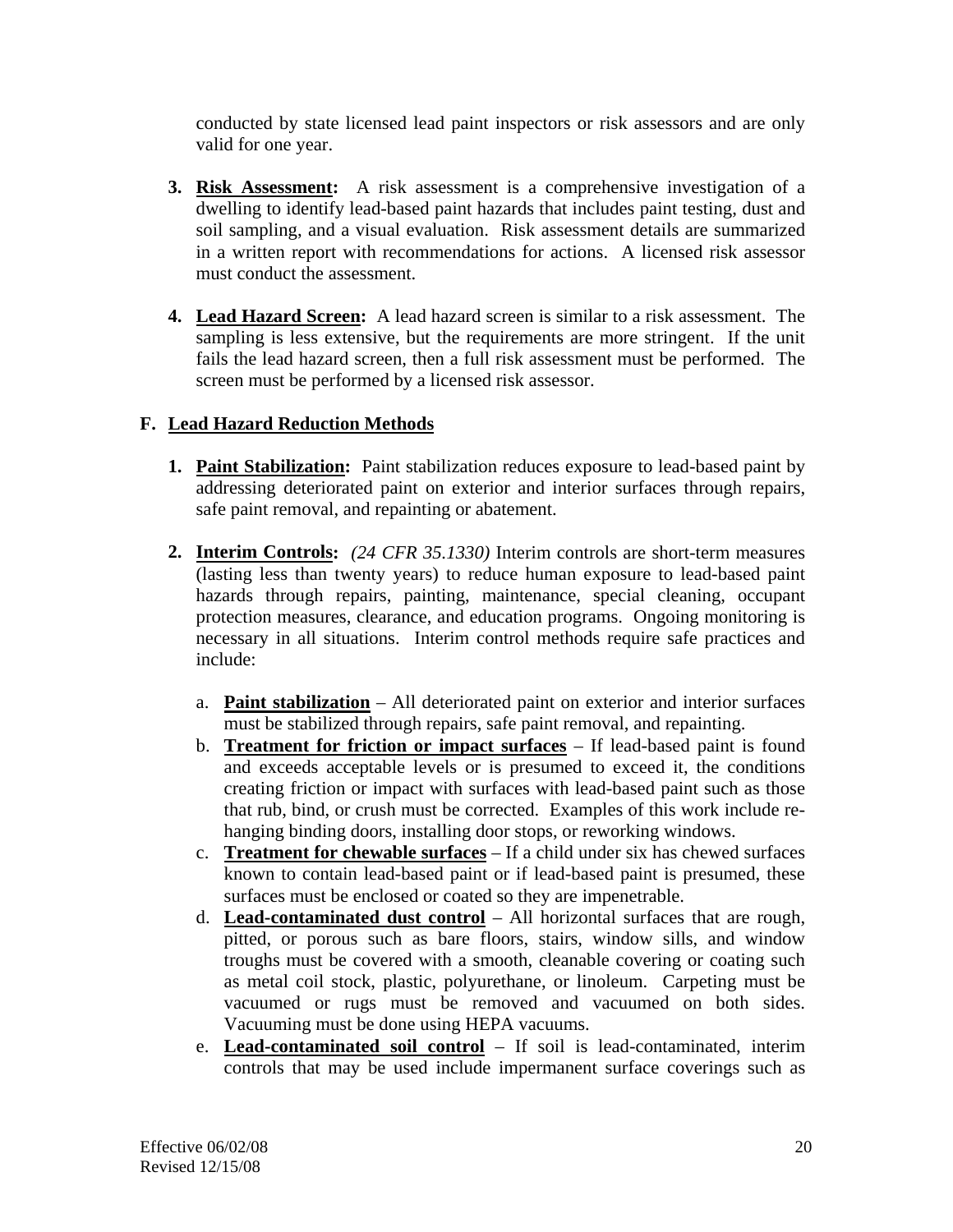conducted by state licensed lead paint inspectors or risk assessors and are only valid for one year.

3. **Risk Assessment:** A risk assessment is a comprehensive investigation of a dwelling to identify lead-based paint hazards that includes paint testing, dust and soil sampling, and a visual evaluation. Risk assessment details are summarized in a written report with recommendations for actions. A licensed risk assessor must conduct the assessment.

4. **Lead Hazard Screen:** A lead hazard screen is similar to a risk assessment. The sampling is less extensive, but the requirements are more stringent. If the unit fails the lead hazard screen, then a full risk assessment must be performed. The screen must be performed by a licensed risk assessor.

## F. Lead Hazard Reduction Methods

1. **Paint Stabilization:** Paint stabilization reduces exposure to lead-based paint by addressing deteriorated paint on exterior and interior surfaces through repairs, safe paint removal, and repainting or abatement.

2. **Interim Controls:** *(24 CFR 35.1330)* Interim controls are short-term measures (lasting less than twenty years) to reduce human exposure to lead-based paint hazards through repairs, painting, maintenance, special cleaning, occupant protection measures, clearance, and education programs. Ongoing monitoring is necessary in all situations. Interim control methods require safe practices and include:

   a. **Paint stabilization** – All deteriorated paint on exterior and interior surfaces must be stabilized through repairs, safe paint removal, and repainting.
   b. **Treatment for friction or impact surfaces** – If lead-based paint is found and exceeds acceptable levels or is presumed to exceed it, the conditions creating friction or impact with surfaces with lead-based paint such as those that rub, bind, or crush must be corrected. Examples of this work include re-hanging binding doors, installing door stops, or reworking windows.
   c. **Treatment for chewable surfaces** – If a child under six has chewed surfaces known to contain lead-based paint or if lead-based paint is presumed, these surfaces must be enclosed or coated so they are impenetrable.
   d. **Lead-contaminated dust control** – All horizontal surfaces that are rough, pitted, or porous such as bare floors, stairs, window sills, and window troughs must be covered with a smooth, cleanable covering or coating such as metal coil stock, plastic, polyurethane, or linoleum. Carpeting must be vacuumed or rugs must be removed and vacuumed on both sides. Vacuuming must be done using HEPA vacuums.
   e. **Lead-contaminated soil control** – If soil is lead-contaminated, interim controls that may be used include impermanent surface coverings such as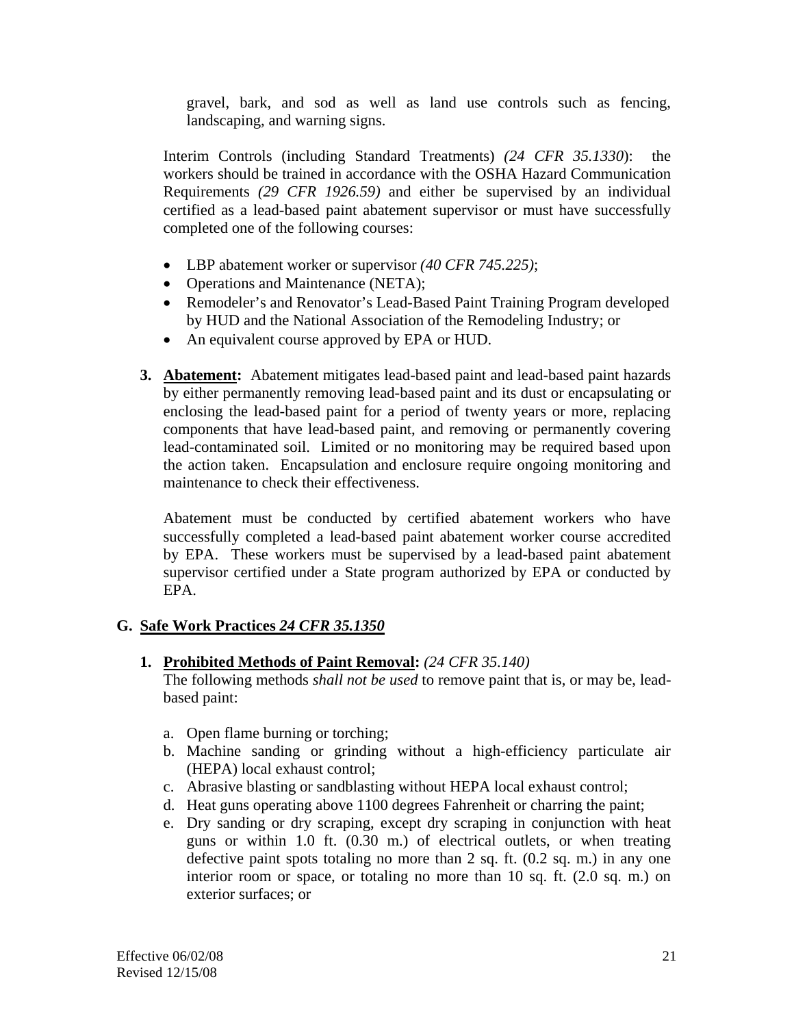gravel, bark, and sod as well as land use controls such as fencing, landscaping, and warning signs.

Interim Controls (including Standard Treatments) *(24 CFR 35.1330)*: the workers should be trained in accordance with the OSHA Hazard Communication Requirements *(29 CFR 1926.59)* and either be supervised by an individual certified as a lead-based paint abatement supervisor or must have successfully completed one of the following courses:

- LBP abatement worker or supervisor *(40 CFR 745.225)*;
- Operations and Maintenance (NETA);
- Remodeler's and Renovator's Lead-Based Paint Training Program developed by HUD and the National Association of the Remodeling Industry; or
- An equivalent course approved by EPA or HUD.

3. **Abatement:** Abatement mitigates lead-based paint and lead-based paint hazards by either permanently removing lead-based paint and its dust or encapsulating or enclosing the lead-based paint for a period of twenty years or more, replacing components that have lead-based paint, and removing or permanently covering lead-contaminated soil. Limited or no monitoring may be required based upon the action taken. Encapsulation and enclosure require ongoing monitoring and maintenance to check their effectiveness.

   Abatement must be conducted by certified abatement workers who have successfully completed a lead-based paint abatement worker course accredited by EPA. These workers must be supervised by a lead-based paint abatement supervisor certified under a State program authorized by EPA or conducted by EPA.

## G. Safe Work Practices *24 CFR 35.1350*

1. **Prohibited Methods of Paint Removal:** *(24 CFR 35.140)*
   The following methods *shall not be used* to remove paint that is, or may be, lead-based paint:

   a. Open flame burning or torching;
   b. Machine sanding or grinding without a high-efficiency particulate air (HEPA) local exhaust control;
   c. Abrasive blasting or sandblasting without HEPA local exhaust control;
   d. Heat guns operating above 1100 degrees Fahrenheit or charring the paint;
   e. Dry sanding or dry scraping, except dry scraping in conjunction with heat guns or within 1.0 ft. (0.30 m.) of electrical outlets, or when treating defective paint spots totaling no more than 2 sq. ft. (0.2 sq. m.) in any one interior room or space, or totaling no more than 10 sq. ft. (2.0 sq. m.) on exterior surfaces; or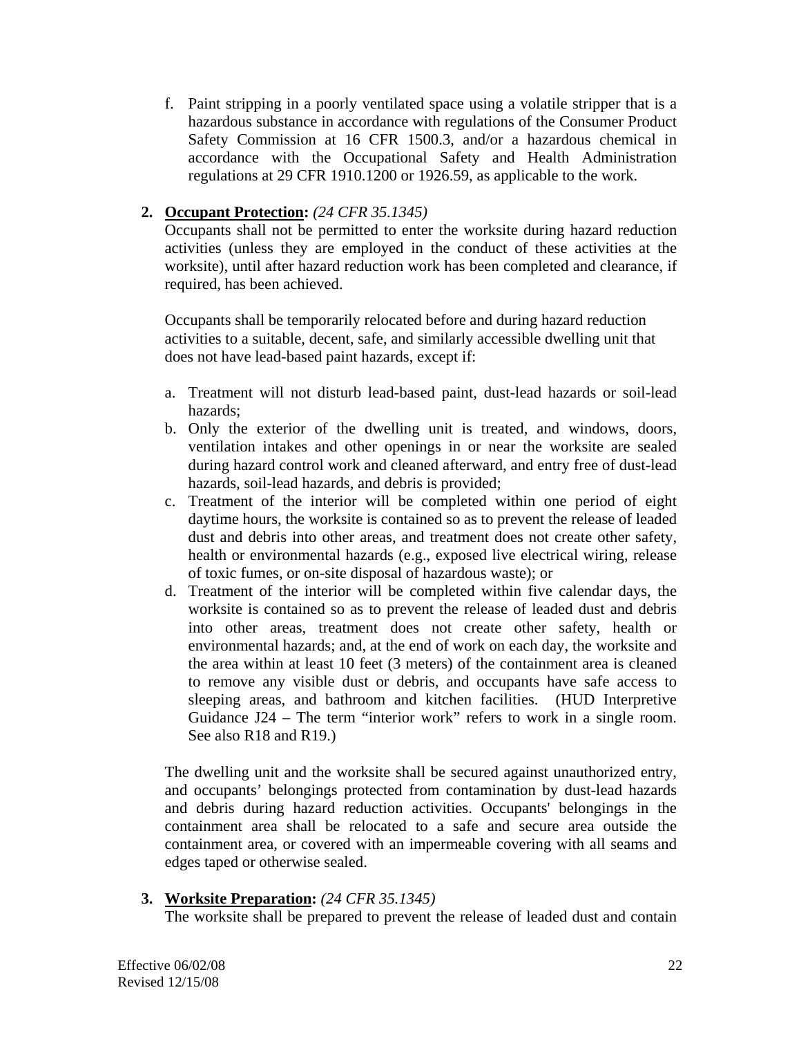f. Paint stripping in a poorly ventilated space using a volatile stripper that is a hazardous substance in accordance with regulations of the Consumer Product Safety Commission at 16 CFR 1500.3, and/or a hazardous chemical in accordance with the Occupational Safety and Health Administration regulations at 29 CFR 1910.1200 or 1926.59, as applicable to the work.

2. **Occupant Protection:** *(24 CFR 35.1345)*
   Occupants shall not be permitted to enter the worksite during hazard reduction activities (unless they are employed in the conduct of these activities at the worksite), until after hazard reduction work has been completed and clearance, if required, has been achieved.

   Occupants shall be temporarily relocated before and during hazard reduction activities to a suitable, decent, safe, and similarly accessible dwelling unit that does not have lead-based paint hazards, except if:

   a. Treatment will not disturb lead-based paint, dust-lead hazards or soil-lead hazards;
   b. Only the exterior of the dwelling unit is treated, and windows, doors, ventilation intakes and other openings in or near the worksite are sealed during hazard control work and cleaned afterward, and entry free of dust-lead hazards, soil-lead hazards, and debris is provided;
   c. Treatment of the interior will be completed within one period of eight daytime hours, the worksite is contained so as to prevent the release of leaded dust and debris into other areas, and treatment does not create other safety, health or environmental hazards (e.g., exposed live electrical wiring, release of toxic fumes, or on-site disposal of hazardous waste); or
   d. Treatment of the interior will be completed within five calendar days, the worksite is contained so as to prevent the release of leaded dust and debris into other areas, treatment does not create other safety, health or environmental hazards; and, at the end of work on each day, the worksite and the area within at least 10 feet (3 meters) of the containment area is cleaned to remove any visible dust or debris, and occupants have safe access to sleeping areas, and bathroom and kitchen facilities. (HUD Interpretive Guidance J24 – The term "interior work" refers to work in a single room. See also R18 and R19.)

   The dwelling unit and the worksite shall be secured against unauthorized entry, and occupants' belongings protected from contamination by dust-lead hazards and debris during hazard reduction activities. Occupants' belongings in the containment area shall be relocated to a safe and secure area outside the containment area, or covered with an impermeable covering with all seams and edges taped or otherwise sealed.

3. **Worksite Preparation:** *(24 CFR 35.1345)*
   The worksite shall be prepared to prevent the release of leaded dust and contain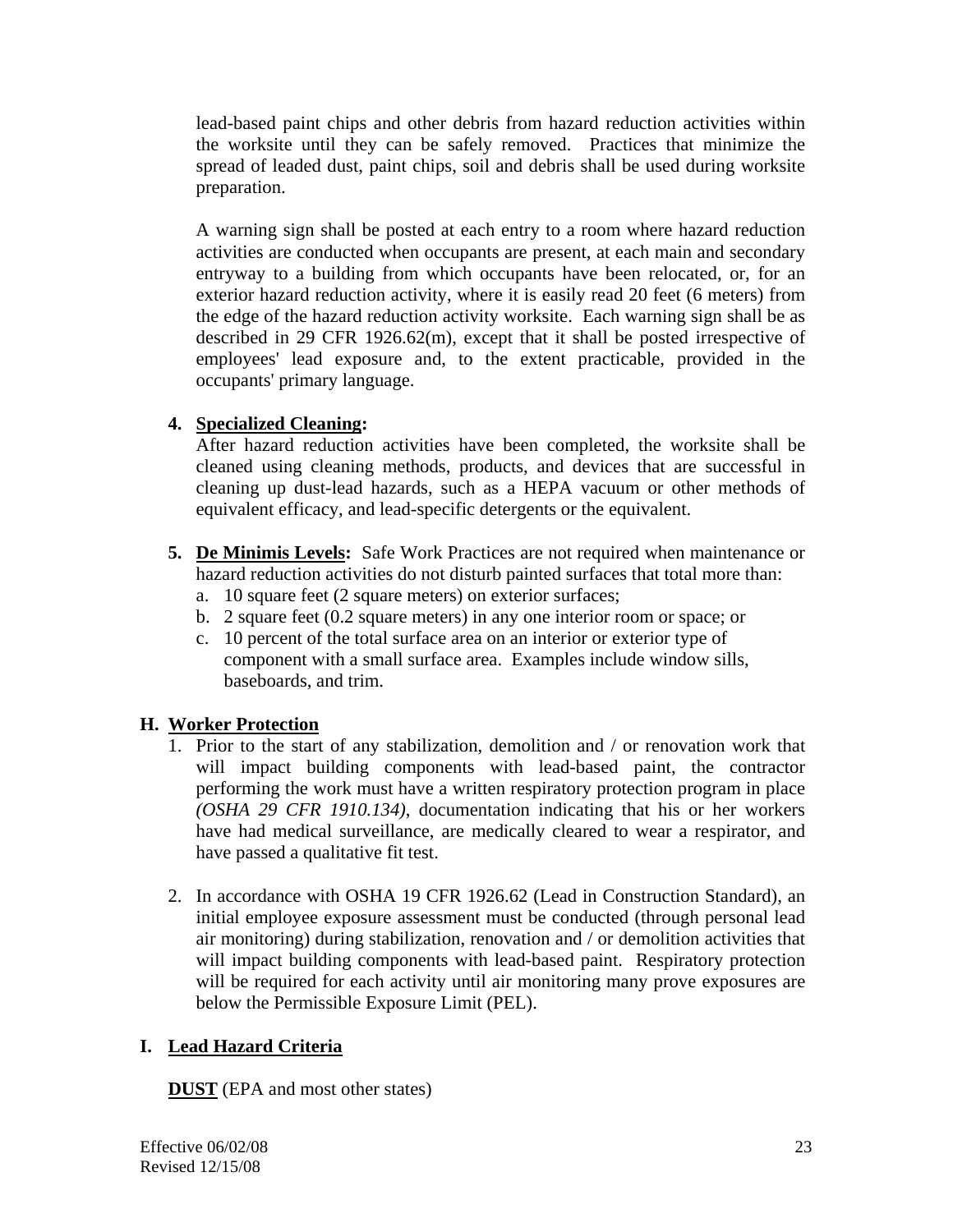lead-based paint chips and other debris from hazard reduction activities within the worksite until they can be safely removed. Practices that minimize the spread of leaded dust, paint chips, soil and debris shall be used during worksite preparation.

A warning sign shall be posted at each entry to a room where hazard reduction activities are conducted when occupants are present, at each main and secondary entryway to a building from which occupants have been relocated, or, for an exterior hazard reduction activity, where it is easily read 20 feet (6 meters) from the edge of the hazard reduction activity worksite. Each warning sign shall be as described in 29 CFR 1926.62(m), except that it shall be posted irrespective of employees' lead exposure and, to the extent practicable, provided in the occupants' primary language.

4. **Specialized Cleaning:**
   After hazard reduction activities have been completed, the worksite shall be cleaned using cleaning methods, products, and devices that are successful in cleaning up dust-lead hazards, such as a HEPA vacuum or other methods of equivalent efficacy, and lead-specific detergents or the equivalent.

5. **De Minimis Levels:** Safe Work Practices are not required when maintenance or hazard reduction activities do not disturb painted surfaces that total more than:
   a. 10 square feet (2 square meters) on exterior surfaces;
   b. 2 square feet (0.2 square meters) in any one interior room or space; or
   c. 10 percent of the total surface area on an interior or exterior type of component with a small surface area. Examples include window sills, baseboards, and trim.

## H. Worker Protection

1. Prior to the start of any stabilization, demolition and / or renovation work that will impact building components with lead-based paint, the contractor performing the work must have a written respiratory protection program in place *(OSHA 29 CFR 1910.134)*, documentation indicating that his or her workers have had medical surveillance, are medically cleared to wear a respirator, and have passed a qualitative fit test.

2. In accordance with OSHA 19 CFR 1926.62 (Lead in Construction Standard), an initial employee exposure assessment must be conducted (through personal lead air monitoring) during stabilization, renovation and / or demolition activities that will impact building components with lead-based paint. Respiratory protection will be required for each activity until air monitoring many prove exposures are below the Permissible Exposure Limit (PEL).

## I. Lead Hazard Criteria

**DUST** (EPA and most other states)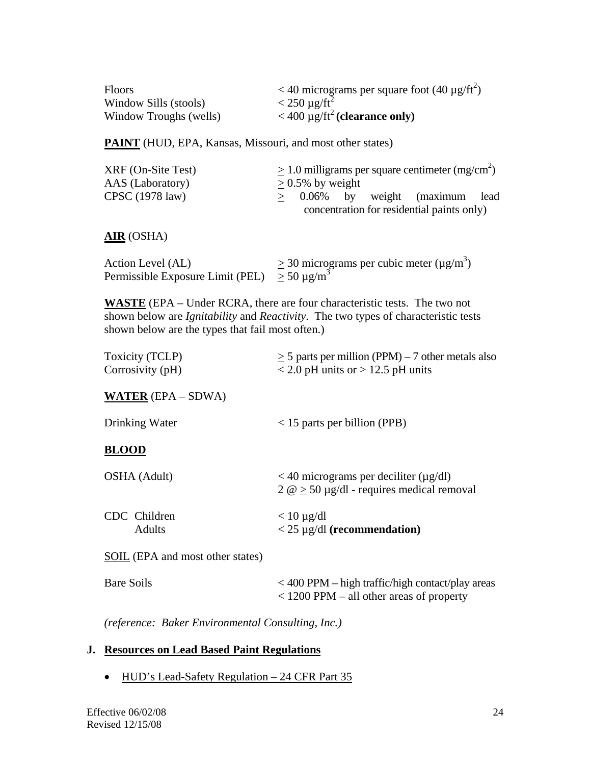| | |
|---|---|
| Floors | < 40 micrograms per square foot (40 µg/ft$^2$) |
| Window Sills (stools) | < 250 µg/ft$^2$ |
| Window Troughs (wells) | < 400 µg/ft$^2$ **(clearance only)** |

**PAINT** (HUD, EPA, Kansas, Missouri, and most other states)

| | |
|---|---|
| XRF (On-Site Test) | ≥ 1.0 milligrams per square centimeter (mg/cm$^2$) |
| AAS (Laboratory) | ≥ 0.5% by weight |
| CPSC (1978 law) | ≥ 0.06% by weight (maximum lead concentration for residential paints only) |

**AIR** (OSHA)

| | |
|---|---|
| Action Level (AL) | ≥ 30 micrograms per cubic meter (µg/m$^3$) |
| Permissible Exposure Limit (PEL) | ≥ 50 µg/m$^3$ |

**WASTE** (EPA – Under RCRA, there are four characteristic tests. The two not shown below are *Ignitability* and *Reactivity*. The two types of characteristic tests shown below are the types that fail most often.)

| | |
|---|---|
| Toxicity (TCLP) | ≥ 5 parts per million (PPM) – 7 other metals also |
| Corrosivity (pH) | < 2.0 pH units or > 12.5 pH units |

**WATER** (EPA – SDWA)

| | |
|---|---|
| Drinking Water | < 15 parts per billion (PPB) |

**BLOOD**

| | |
|---|---|
| OSHA (Adult) | < 40 micrograms per deciliter (µg/dl)<br>2 @ ≥ 50 µg/dl - requires medical removal |
| CDC Children | < 10 µg/dl |
| Adults | < 25 µg/dl **(recommendation)** |

SOIL (EPA and most other states)

| | |
|---|---|
| Bare Soils | < 400 PPM – high traffic/high contact/play areas<br>< 1200 PPM – all other areas of property |

*(reference: Baker Environmental Consulting, Inc.)*

## J. Resources on Lead Based Paint Regulations

- HUD's Lead-Safety Regulation – 24 CFR Part 35

Effective 06/02/08
Revised 12/15/08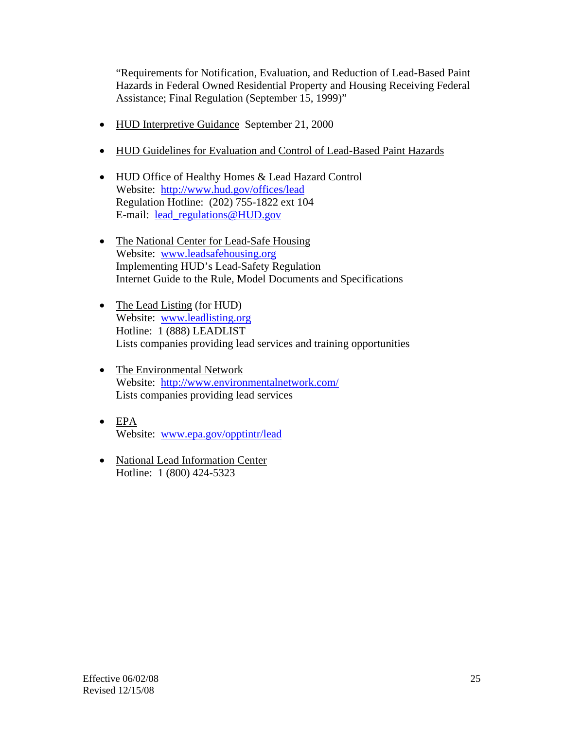"Requirements for Notification, Evaluation, and Reduction of Lead-Based Paint Hazards in Federal Owned Residential Property and Housing Receiving Federal Assistance; Final Regulation (September 15, 1999)"

- HUD Interpretive Guidance September 21, 2000

- HUD Guidelines for Evaluation and Control of Lead-Based Paint Hazards

- HUD Office of Healthy Homes & Lead Hazard Control
  Website: http://www.hud.gov/offices/lead
  Regulation Hotline: (202) 755-1822 ext 104
  E-mail: lead_regulations@HUD.gov

- The National Center for Lead-Safe Housing
  Website: www.leadsafehousing.org
  Implementing HUD's Lead-Safety Regulation
  Internet Guide to the Rule, Model Documents and Specifications

- The Lead Listing (for HUD)
  Website: www.leadlisting.org
  Hotline: 1 (888) LEADLIST
  Lists companies providing lead services and training opportunities

- The Environmental Network
  Website: http://www.environmentalnetwork.com/
  Lists companies providing lead services

- EPA
  Website: www.epa.gov/opptintr/lead

- National Lead Information Center
  Hotline: 1 (800) 424-5323

Effective 06/02/08
Revised 12/15/08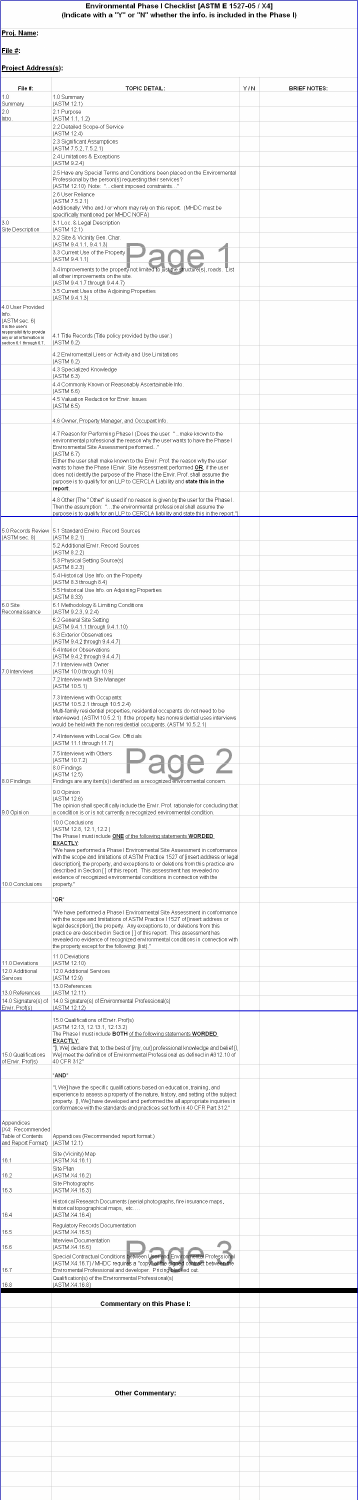# Environmental Phase I Checklist [ASTM E 1527-05 / X4]

**(Indicate with a "Y" or "N" whether the info. is included in the Phase I)**

**Proj. Name:**

**File #:**

**Project Address(s):**

| File #: | TOPIC DETAIL: | Y / N | BRIEF NOTES: |
|---|---|---|---|
| 1.0 Summary | 1.0 Summary (ASTM 12.1) | | |
| 2.0 Intro | 2.1 Purpose (ASTM 1.1, 1.2) | | |
| | 2.2 Detailed Scope-of-Service (ASTM 12.4) | | |
| | 2.3 Significant Assumptions (ASTM 7.5.2, 7.5.2.1) | | |
| | 2.4 Limitations & Exceptions (ASTM 9.2.4) | | |
| | 2.5 Have any Special Terms and Conditions been placed on the Environmental Professional by the person(s) requesting their services? (ASTM 12.10) Note: "... client imposed constraints ..." | | |
| | 2.6 User Reliance (ASTM 7.5.2.1) Additionally: Who and / or whom may rely on this report: (MHDC must be specifically mentioned per MHDC NOFA) | | |
| 3.0 Site Description | 3.1 Loc. & Legal Description (ASTM 12.1) | | |
| | 3.2 Site & Vicinity Gen. Char. (ASTM 9.4.1.1, 9.4.1.3) | | |
| | 3.3 Current Use of the Property (ASTM 9.4.1.1) | | |
| | 3.4 Improvements to the property not limited to: bldgs + structure(s), roads... List all other improvements on the site. (ASTM 9.4.1.7 through 9.4.4.7) | | |
| | 3.5 Current Uses of the Adjoining Properties (ASTM 9.4.1.3) | | |
| 4.0 User Provided Info. (ASTM sec. 6) It is the user's responsibility to provide any or all information in section 6.1 through 6.7. | 4.1 Title Records (Title policy provided by the user) (ASTM 6.2) | | |
| | 4.2 Environmental Liens or Activity and Use Limitations (ASTM 6.2) | | |
| | 4.3 Specialized Knowledge (ASTM 6.3) | | |
| | 4.4 Commonly Known or Reasonably Ascertainable Info. (ASTM 6.6) | | |
| | 4.5 Valuation Reduction for Envir. Issues (ASTM 6.5) | | |
| | 4.6 Owner, Property Manager, and Occupant Info. | | |
| | 4.7 Reason for Performing Phase I (Does the user "... make known to the environmental professional the reason why the user wants to have the Phase I Environmental Site Assessment performed..." (ASTM 6.7) Either the user shall make known to the Envir. Prof. the reason why the user wants to have the Phase I Envir. Site Assessment performed **OR** if the user does not identify the purpose of the Phase I the Envir. Prof. shall assume the purpose is to qualify for an LLP to CERCLA Liability and **state this in the report** | | |
| | 4.8 Other (The "Other" is used if no reason is given by the user for the Phase I. Then the assumption: "... the environmental professional shall assume the purpose is to qualify for an LLP to CERCLA liability and state this in the report.") | | |
| 5.0 Records Review (ASTM sec. 8) | 5.1 Standard Envir. Record Sources (ASTM 8.2.1) | | |
| | 5.2 Additional Envir. Record Sources (ASTM 8.2.2) | | |
| | 5.3 Physical Setting Source(s) (ASTM 8.2.3) | | |
| | 5.4 Historical Use Info. on the Property (ASTM 8.3 through 8.4) | | |
| | 5.5 Historical Use Info. on Adjoining Properties (ASTM 8.33) | | |
| 6.0 Site Reconnaissance | 6.1 Methodology & Limiting Conditions (ASTM 9.2.3, 9.2.4) | | |
| | 6.2 General Site Setting (ASTM 9.4.1.1 through 9.4.1.10) | | |
| | 6.3 Exterior Observations (ASTM 9.4.2 through 9.4.4.7) | | |
| | 6.4 Interior Observations (ASTM 9.4.2 through 9.4.4.7) | | |
| 7.0 Interviews | 7.1 Interview with Owner (ASTM 10.0 through 10.9) | | |
| | 7.2 Interview with Site Manager (ASTM 10.5.1) | | |
| | 7.3 Interviews with Occupants (ASTM 10.5.2.1 through 10.5.2.4) Multi-family residential properties, residential occupants do not need to be interviewed. (ASTM 10.5.2.1) If the property has nonresidential uses interviews would be held with the non residential occupants. (ASTM 10.5.2.1) | | |
| | 7.4 Interviews with Local Gov. Officials (ASTM 11.1 through 11.7) | | |
| | 7.5 Interviews with Others (ASTM 10.7.2) | | |
| 8.0 Findings | 8.0 Findings (ASTM 12.5) Findings are any item(s) identified as a recognized environmental concern. | | |
| 9.0 Opinion | 9.0 Opinion (ASTM 12.6) The opinion shall specifically include the Envir. Prof. rationale for concluding that a condition is or is not currently a recognized environmental condition. | | |
| 10.0 Conclusions | 10.0 Conclusions (ASTM 12.8, 12.1, 12.2.) The Phase I must include **ONE** of the following statements **WORDED EXACTLY**: "We have performed a Phase I Environmental Site Assessment in conformance with the scope and limitations of ASTM Practice 1527 of [insert address or legal description], the property, and exceptions to or deletions from this practice are described in Section [ ] of this report. This assessment has revealed no evidence of recognized environmental conditions in connection with the property." | | |
| | "OR" | | |
| | "We have performed a Phase I Environmental Site Assessment in conformance with the scope and limitations of ASTM Practice 1527 of [insert address or legal description], the property. Any exceptions to, or deletions from this practice are described in Section [ ] of this report. This assessment has revealed no evidence of recognized environmental conditions in connection with the property except for the following: [list]." | | |
| 11.0 Deviations | 11.0 Deviations (ASTM 12.10) | | |
| 12.0 Additional Services | 12.0 Additional Services (ASTM 12.9) | | |
| 13.0 References | 13.0 References (ASTM 12.11) | | |
| 14.0 Signature(s) of Envir. Prof(s) | 14.0 Signature(s) of Environmental Professional(s) (ASTM 12.12) | | |
| 15.0 Qualifications of Envir. Prof(s) | 15.0 Qualifications of Envir. Prof(s) (ASTM 12.13, 12.13.1, 12.13.2) The Phase I must include **BOTH** of the following statements **WORDED EXACTLY**: "[I, We] declare that, to the best of [my, our] professional knowledge and belief [I, We] meet the definition of Environmental Professional as defined in §312.10 of 40 CFR 312" | | |
| | "AND" | | |
| | "[I, We] have the specific qualifications based on education, training, and experience to assess a property of the nature, history, and setting of the subject property. [I, We] have developed and performed the all appropriate inquiries in conformance with the standards and practices set forth in 40 CFR Part 312." | | |
| Appendices (X4. Recommended Table of Contents and Report Format) | Appendices (Recommended report format.) (ASTM 12.1) | | |
| 16.1 | Site (Vicinity) Map (ASTM X4.16.1) | | |
| 16.2 | Site Plan (ASTM X4.16.2) | | |
| 16.3 | Site Photographs (ASTM X4.16.3) | | |
| 16.4 | Historical Research Documents (aerial photographs, fire insurance maps, historical topographical maps, etc. (ASTM X4.16.4) | | |
| 16.5 | Regulatory Records Documentation (ASTM X4.16.5) | | |
| 16.6 | Interview Documentation (ASTM X4.16.6) | | |
| 16.7 | Special Contractual Conditions Between User and Environmental Professional (ASTM X4.16.7) MHDC requires a "copy of the signed contract between the Environmental Professional and developer. Pricing can be redacted. | | |
| 16.8 | Qualification(s) of the Environmental Professional(s) (ASTM X4.16.8) | | |

**Commentary on this Phase I:**

**Other Commentary:**